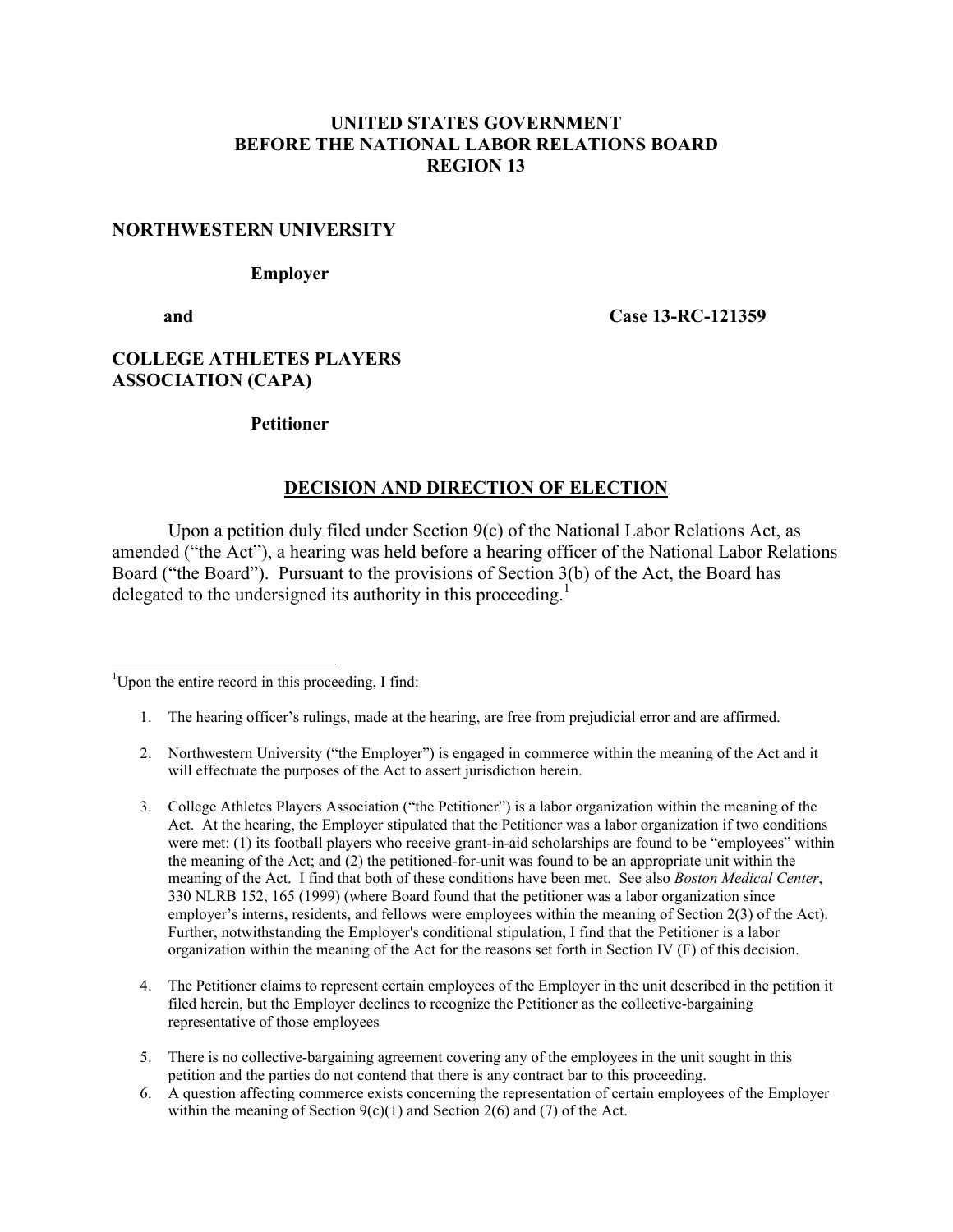**UNITED STATES GOVERNMENT**
**BEFORE THE NATIONAL LABOR RELATIONS BOARD**
**REGION 13**

**NORTHWESTERN UNIVERSITY**

**Employer**

**and** **Case 13-RC-121359**

**COLLEGE ATHLETES PLAYERS ASSOCIATION (CAPA)**

**Petitioner**

## DECISION AND DIRECTION OF ELECTION

Upon a petition duly filed under Section 9(c) of the National Labor Relations Act, as amended ("the Act"), a hearing was held before a hearing officer of the National Labor Relations Board ("the Board"). Pursuant to the provisions of Section 3(b) of the Act, the Board has delegated to the undersigned its authority in this proceeding.[1]

---

[1] Upon the entire record in this proceeding, I find:

1. The hearing officer's rulings, made at the hearing, are free from prejudicial error and are affirmed.
2. Northwestern University ("the Employer") is engaged in commerce within the meaning of the Act and it will effectuate the purposes of the Act to assert jurisdiction herein.
3. College Athletes Players Association ("the Petitioner") is a labor organization within the meaning of the Act. At the hearing, the Employer stipulated that the Petitioner was a labor organization if two conditions were met: (1) its football players who receive grant-in-aid scholarships are found to be "employees" within the meaning of the Act; and (2) the petitioned-for-unit was found to be an appropriate unit within the meaning of the Act. I find that both of these conditions have been met. See also *Boston Medical Center*, 330 NLRB 152, 165 (1999) (where Board found that the petitioner was a labor organization since employer's interns, residents, and fellows were employees within the meaning of Section 2(3) of the Act). Further, notwithstanding the Employer's conditional stipulation, I find that the Petitioner is a labor organization within the meaning of the Act for the reasons set forth in Section IV (F) of this decision.
4. The Petitioner claims to represent certain employees of the Employer in the unit described in the petition it filed herein, but the Employer declines to recognize the Petitioner as the collective-bargaining representative of those employees
5. There is no collective-bargaining agreement covering any of the employees in the unit sought in this petition and the parties do not contend that there is any contract bar to this proceeding.
6. A question affecting commerce exists concerning the representation of certain employees of the Employer within the meaning of Section 9(c)(1) and Section 2(6) and (7) of the Act.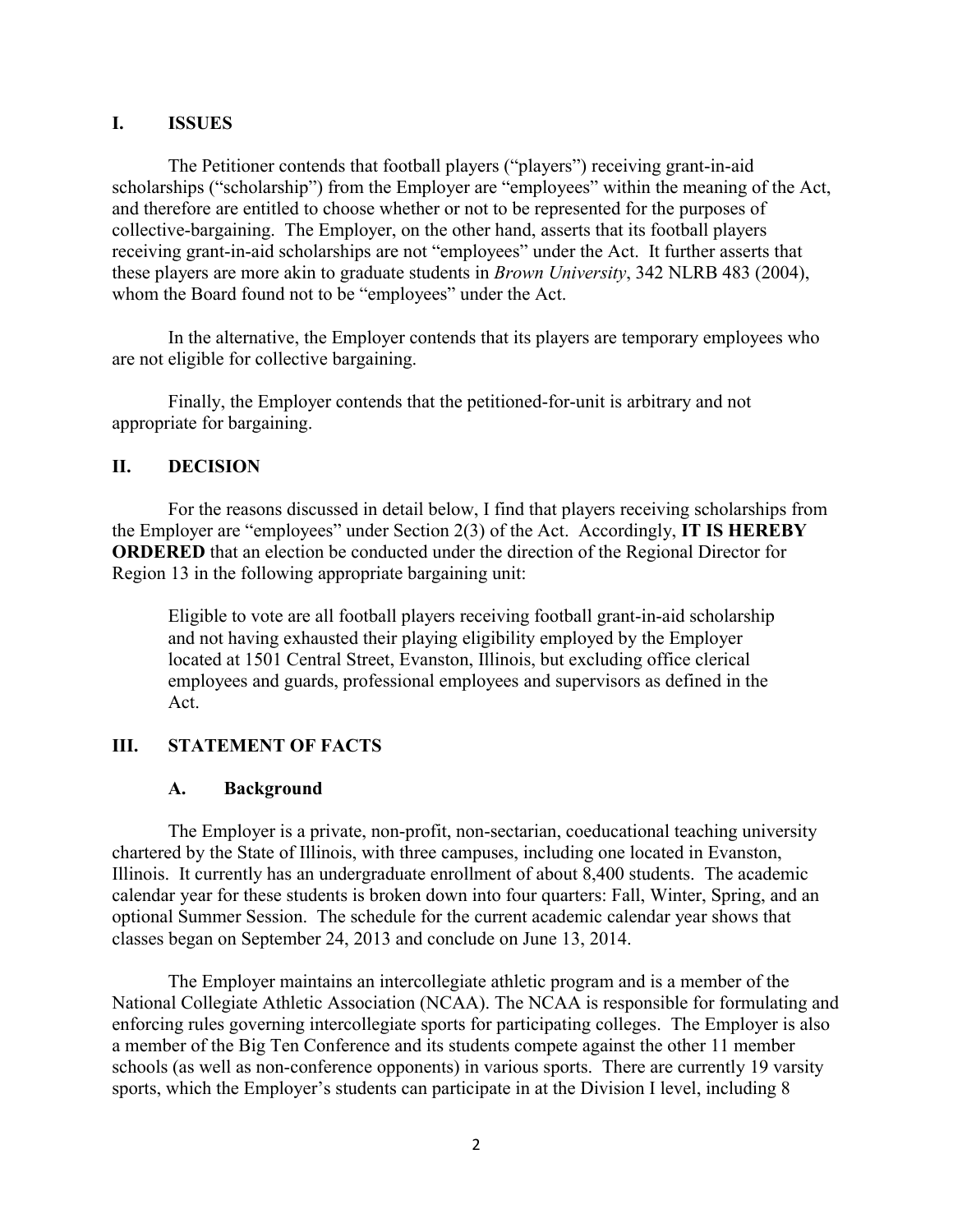## I. ISSUES

The Petitioner contends that football players ("players") receiving grant-in-aid scholarships ("scholarship") from the Employer are "employees" within the meaning of the Act, and therefore are entitled to choose whether or not to be represented for the purposes of collective-bargaining. The Employer, on the other hand, asserts that its football players receiving grant-in-aid scholarships are not "employees" under the Act. It further asserts that these players are more akin to graduate students in *Brown University*, 342 NLRB 483 (2004), whom the Board found not to be "employees" under the Act.

In the alternative, the Employer contends that its players are temporary employees who are not eligible for collective bargaining.

Finally, the Employer contends that the petitioned-for-unit is arbitrary and not appropriate for bargaining.

## II. DECISION

For the reasons discussed in detail below, I find that players receiving scholarships from the Employer are "employees" under Section 2(3) of the Act. Accordingly, **IT IS HEREBY ORDERED** that an election be conducted under the direction of the Regional Director for Region 13 in the following appropriate bargaining unit:

> Eligible to vote are all football players receiving football grant-in-aid scholarship and not having exhausted their playing eligibility employed by the Employer located at 1501 Central Street, Evanston, Illinois, but excluding office clerical employees and guards, professional employees and supervisors as defined in the Act.

## III. STATEMENT OF FACTS

### A. Background

The Employer is a private, non-profit, non-sectarian, coeducational teaching university chartered by the State of Illinois, with three campuses, including one located in Evanston, Illinois. It currently has an undergraduate enrollment of about 8,400 students. The academic calendar year for these students is broken down into four quarters: Fall, Winter, Spring, and an optional Summer Session. The schedule for the current academic calendar year shows that classes began on September 24, 2013 and conclude on June 13, 2014.

The Employer maintains an intercollegiate athletic program and is a member of the National Collegiate Athletic Association (NCAA). The NCAA is responsible for formulating and enforcing rules governing intercollegiate sports for participating colleges. The Employer is also a member of the Big Ten Conference and its students compete against the other 11 member schools (as well as non-conference opponents) in various sports. There are currently 19 varsity sports, which the Employer's students can participate in at the Division I level, including 8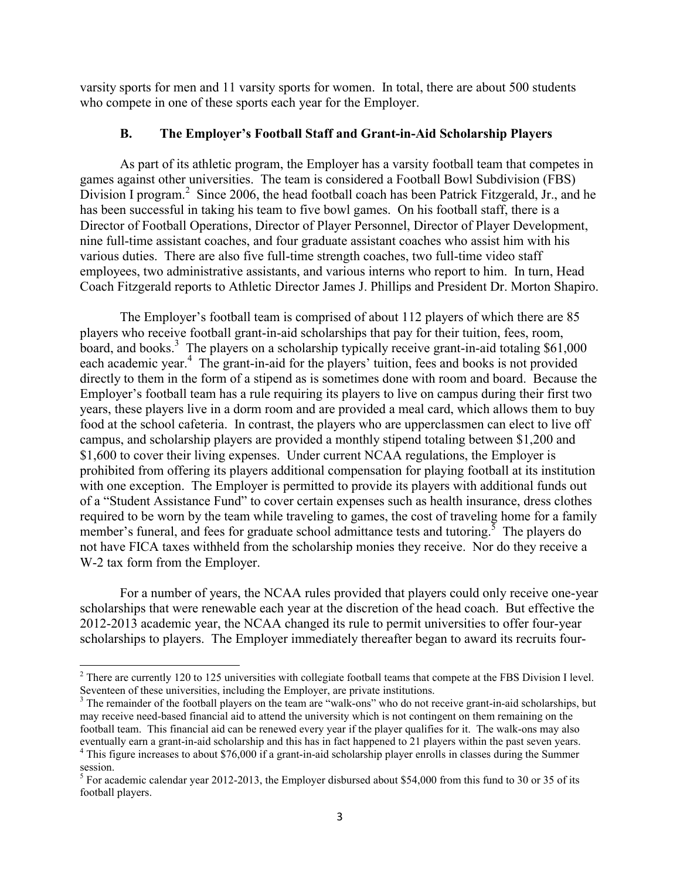varsity sports for men and 11 varsity sports for women. In total, there are about 500 students who compete in one of these sports each year for the Employer.

### B. The Employer's Football Staff and Grant-in-Aid Scholarship Players

As part of its athletic program, the Employer has a varsity football team that competes in games against other universities. The team is considered a Football Bowl Subdivision (FBS) Division I program.[2] Since 2006, the head football coach has been Patrick Fitzgerald, Jr., and he has been successful in taking his team to five bowl games. On his football staff, there is a Director of Football Operations, Director of Player Personnel, Director of Player Development, nine full-time assistant coaches, and four graduate assistant coaches who assist him with his various duties. There are also five full-time strength coaches, two full-time video staff employees, two administrative assistants, and various interns who report to him. In turn, Head Coach Fitzgerald reports to Athletic Director James J. Phillips and President Dr. Morton Shapiro.

The Employer's football team is comprised of about 112 players of which there are 85 players who receive football grant-in-aid scholarships that pay for their tuition, fees, room, board, and books.[3] The players on a scholarship typically receive grant-in-aid totaling \$61,000 each academic year.[4] The grant-in-aid for the players' tuition, fees and books is not provided directly to them in the form of a stipend as is sometimes done with room and board. Because the Employer's football team has a rule requiring its players to live on campus during their first two years, these players live in a dorm room and are provided a meal card, which allows them to buy food at the school cafeteria. In contrast, the players who are upperclassmen can elect to live off campus, and scholarship players are provided a monthly stipend totaling between \$1,200 and \$1,600 to cover their living expenses. Under current NCAA regulations, the Employer is prohibited from offering its players additional compensation for playing football at its institution with one exception. The Employer is permitted to provide its players with additional funds out of a "Student Assistance Fund" to cover certain expenses such as health insurance, dress clothes required to be worn by the team while traveling to games, the cost of traveling home for a family member's funeral, and fees for graduate school admittance tests and tutoring.[5] The players do not have FICA taxes withheld from the scholarship monies they receive. Nor do they receive a W-2 tax form from the Employer.

For a number of years, the NCAA rules provided that players could only receive one-year scholarships that were renewable each year at the discretion of the head coach. But effective the 2012-2013 academic year, the NCAA changed its rule to permit universities to offer four-year scholarships to players. The Employer immediately thereafter began to award its recruits four-

---

[2] There are currently 120 to 125 universities with collegiate football teams that compete at the FBS Division I level. Seventeen of these universities, including the Employer, are private institutions.

[3] The remainder of the football players on the team are "walk-ons" who do not receive grant-in-aid scholarships, but may receive need-based financial aid to attend the university which is not contingent on them remaining on the football team. This financial aid can be renewed every year if the player qualifies for it. The walk-ons may also eventually earn a grant-in-aid scholarship and this has in fact happened to 21 players within the past seven years.

[4] This figure increases to about \$76,000 if a grant-in-aid scholarship player enrolls in classes during the Summer session.

[5] For academic calendar year 2012-2013, the Employer disbursed about \$54,000 from this fund to 30 or 35 of its football players.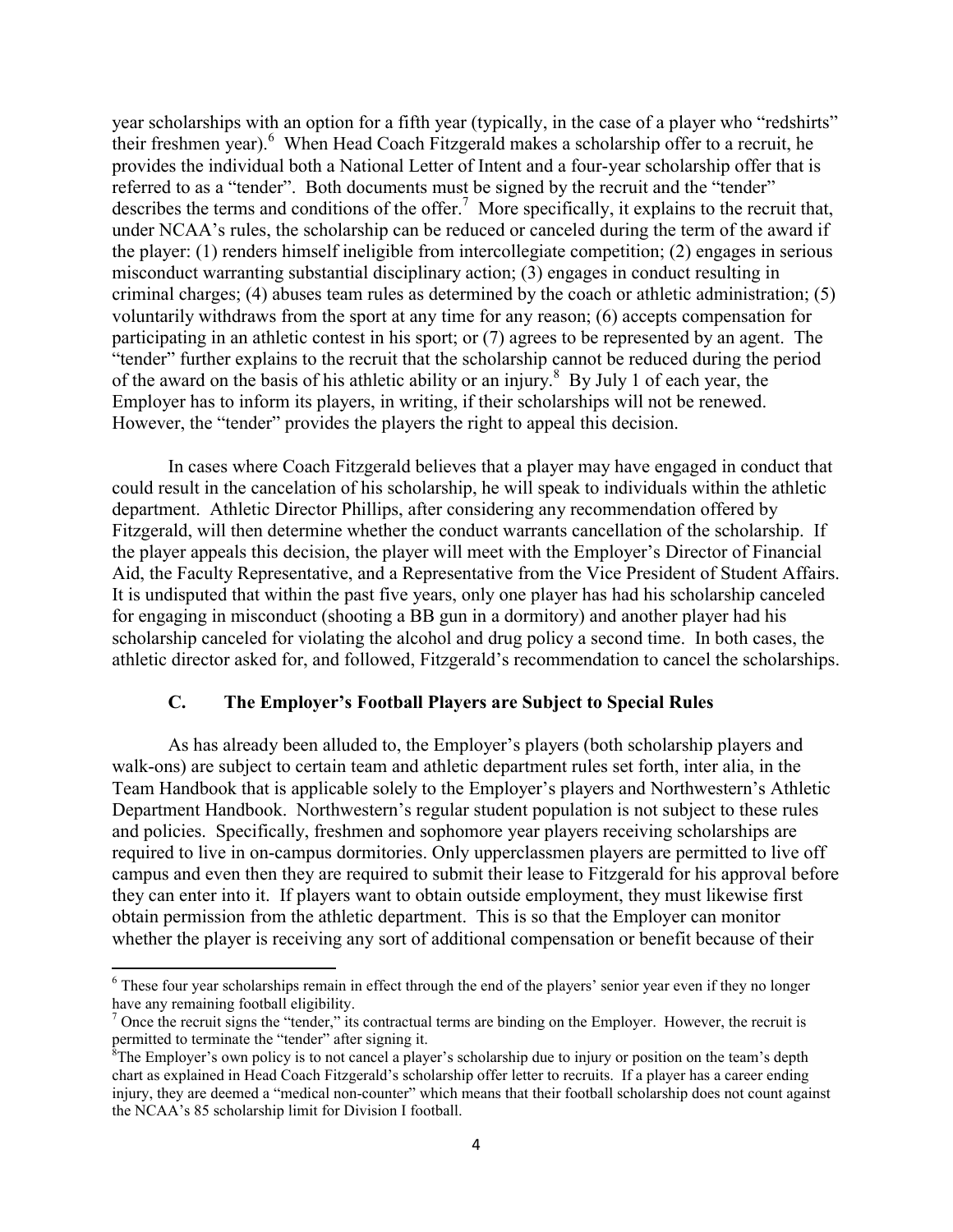year scholarships with an option for a fifth year (typically, in the case of a player who "redshirts" their freshmen year).[6] When Head Coach Fitzgerald makes a scholarship offer to a recruit, he provides the individual both a National Letter of Intent and a four-year scholarship offer that is referred to as a "tender". Both documents must be signed by the recruit and the "tender" describes the terms and conditions of the offer.[7] More specifically, it explains to the recruit that, under NCAA's rules, the scholarship can be reduced or canceled during the term of the award if the player: (1) renders himself ineligible from intercollegiate competition; (2) engages in serious misconduct warranting substantial disciplinary action; (3) engages in conduct resulting in criminal charges; (4) abuses team rules as determined by the coach or athletic administration; (5) voluntarily withdraws from the sport at any time for any reason; (6) accepts compensation for participating in an athletic contest in his sport; or (7) agrees to be represented by an agent. The "tender" further explains to the recruit that the scholarship cannot be reduced during the period of the award on the basis of his athletic ability or an injury.[8] By July 1 of each year, the Employer has to inform its players, in writing, if their scholarships will not be renewed. However, the "tender" provides the players the right to appeal this decision.

In cases where Coach Fitzgerald believes that a player may have engaged in conduct that could result in the cancelation of his scholarship, he will speak to individuals within the athletic department. Athletic Director Phillips, after considering any recommendation offered by Fitzgerald, will then determine whether the conduct warrants cancellation of the scholarship. If the player appeals this decision, the player will meet with the Employer's Director of Financial Aid, the Faculty Representative, and a Representative from the Vice President of Student Affairs. It is undisputed that within the past five years, only one player has had his scholarship canceled for engaging in misconduct (shooting a BB gun in a dormitory) and another player had his scholarship canceled for violating the alcohol and drug policy a second time. In both cases, the athletic director asked for, and followed, Fitzgerald's recommendation to cancel the scholarships.

### C. The Employer's Football Players are Subject to Special Rules

As has already been alluded to, the Employer's players (both scholarship players and walk-ons) are subject to certain team and athletic department rules set forth, inter alia, in the Team Handbook that is applicable solely to the Employer's players and Northwestern's Athletic Department Handbook. Northwestern's regular student population is not subject to these rules and policies. Specifically, freshmen and sophomore year players receiving scholarships are required to live in on-campus dormitories. Only upperclassmen players are permitted to live off campus and even then they are required to submit their lease to Fitzgerald for his approval before they can enter into it. If players want to obtain outside employment, they must likewise first obtain permission from the athletic department. This is so that the Employer can monitor whether the player is receiving any sort of additional compensation or benefit because of their

---

[6] These four year scholarships remain in effect through the end of the players' senior year even if they no longer have any remaining football eligibility.

[7] Once the recruit signs the "tender," its contractual terms are binding on the Employer. However, the recruit is permitted to terminate the "tender" after signing it.

[8] The Employer's own policy is to not cancel a player's scholarship due to injury or position on the team's depth chart as explained in Head Coach Fitzgerald's scholarship offer letter to recruits. If a player has a career ending injury, they are deemed a "medical non-counter" which means that their football scholarship does not count against the NCAA's 85 scholarship limit for Division I football.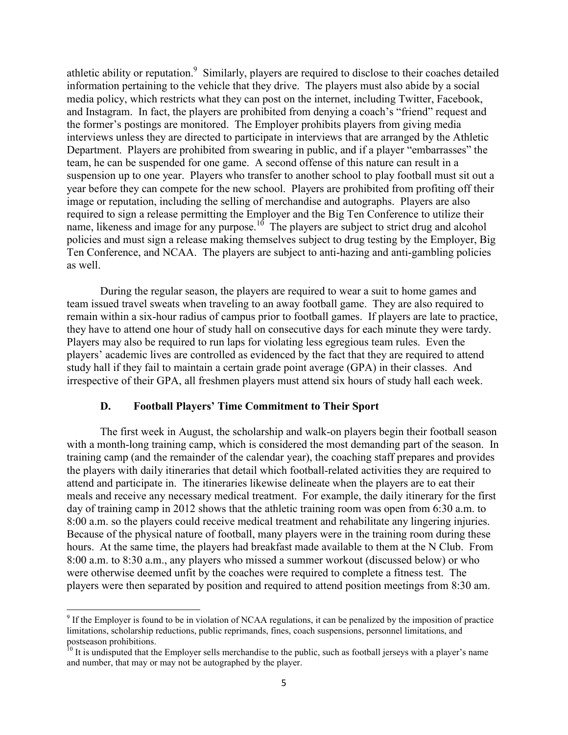athletic ability or reputation.[9] Similarly, players are required to disclose to their coaches detailed information pertaining to the vehicle that they drive. The players must also abide by a social media policy, which restricts what they can post on the internet, including Twitter, Facebook, and Instagram. In fact, the players are prohibited from denying a coach's "friend" request and the former's postings are monitored. The Employer prohibits players from giving media interviews unless they are directed to participate in interviews that are arranged by the Athletic Department. Players are prohibited from swearing in public, and if a player "embarrasses" the team, he can be suspended for one game. A second offense of this nature can result in a suspension up to one year. Players who transfer to another school to play football must sit out a year before they can compete for the new school. Players are prohibited from profiting off their image or reputation, including the selling of merchandise and autographs. Players are also required to sign a release permitting the Employer and the Big Ten Conference to utilize their name, likeness and image for any purpose.[10] The players are subject to strict drug and alcohol policies and must sign a release making themselves subject to drug testing by the Employer, Big Ten Conference, and NCAA. The players are subject to anti-hazing and anti-gambling policies as well.

During the regular season, the players are required to wear a suit to home games and team issued travel sweats when traveling to an away football game. They are also required to remain within a six-hour radius of campus prior to football games. If players are late to practice, they have to attend one hour of study hall on consecutive days for each minute they were tardy. Players may also be required to run laps for violating less egregious team rules. Even the players' academic lives are controlled as evidenced by the fact that they are required to attend study hall if they fail to maintain a certain grade point average (GPA) in their classes. And irrespective of their GPA, all freshmen players must attend six hours of study hall each week.

### D. Football Players' Time Commitment to Their Sport

The first week in August, the scholarship and walk-on players begin their football season with a month-long training camp, which is considered the most demanding part of the season. In training camp (and the remainder of the calendar year), the coaching staff prepares and provides the players with daily itineraries that detail which football-related activities they are required to attend and participate in. The itineraries likewise delineate when the players are to eat their meals and receive any necessary medical treatment. For example, the daily itinerary for the first day of training camp in 2012 shows that the athletic training room was open from 6:30 a.m. to 8:00 a.m. so the players could receive medical treatment and rehabilitate any lingering injuries. Because of the physical nature of football, many players were in the training room during these hours. At the same time, the players had breakfast made available to them at the N Club. From 8:00 a.m. to 8:30 a.m., any players who missed a summer workout (discussed below) or who were otherwise deemed unfit by the coaches were required to complete a fitness test. The players were then separated by position and required to attend position meetings from 8:30 am.

---

[9] If the Employer is found to be in violation of NCAA regulations, it can be penalized by the imposition of practice limitations, scholarship reductions, public reprimands, fines, coach suspensions, personnel limitations, and postseason prohibitions.

[10] It is undisputed that the Employer sells merchandise to the public, such as football jerseys with a player's name and number, that may or may not be autographed by the player.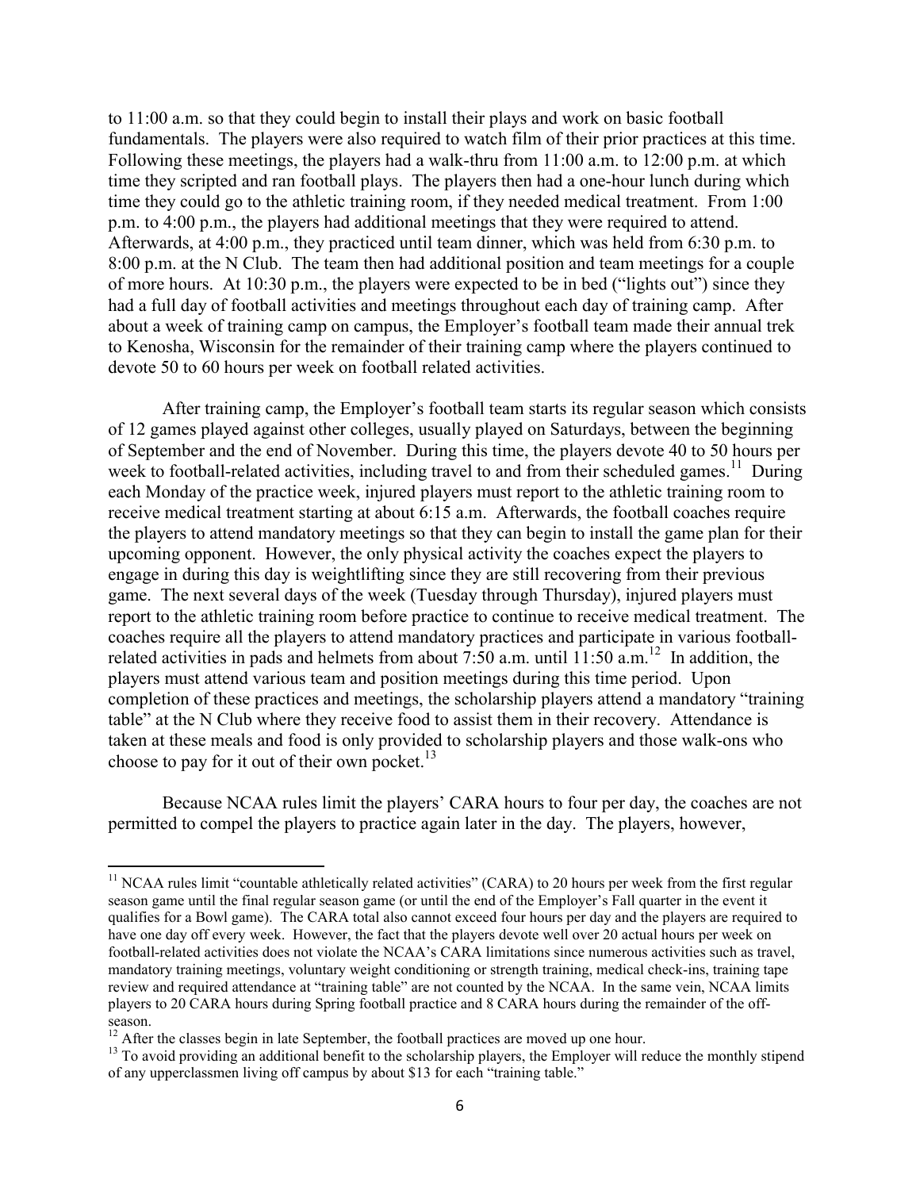to 11:00 a.m. so that they could begin to install their plays and work on basic football fundamentals. The players were also required to watch film of their prior practices at this time. Following these meetings, the players had a walk-thru from 11:00 a.m. to 12:00 p.m. at which time they scripted and ran football plays. The players then had a one-hour lunch during which time they could go to the athletic training room, if they needed medical treatment. From 1:00 p.m. to 4:00 p.m., the players had additional meetings that they were required to attend. Afterwards, at 4:00 p.m., they practiced until team dinner, which was held from 6:30 p.m. to 8:00 p.m. at the N Club. The team then had additional position and team meetings for a couple of more hours. At 10:30 p.m., the players were expected to be in bed ("lights out") since they had a full day of football activities and meetings throughout each day of training camp. After about a week of training camp on campus, the Employer's football team made their annual trek to Kenosha, Wisconsin for the remainder of their training camp where the players continued to devote 50 to 60 hours per week on football related activities.

After training camp, the Employer's football team starts its regular season which consists of 12 games played against other colleges, usually played on Saturdays, between the beginning of September and the end of November. During this time, the players devote 40 to 50 hours per week to football-related activities, including travel to and from their scheduled games.[11] During each Monday of the practice week, injured players must report to the athletic training room to receive medical treatment starting at about 6:15 a.m. Afterwards, the football coaches require the players to attend mandatory meetings so that they can begin to install the game plan for their upcoming opponent. However, the only physical activity the coaches expect the players to engage in during this day is weightlifting since they are still recovering from their previous game. The next several days of the week (Tuesday through Thursday), injured players must report to the athletic training room before practice to continue to receive medical treatment. The coaches require all the players to attend mandatory practices and participate in various football-related activities in pads and helmets from about 7:50 a.m. until 11:50 a.m.[12] In addition, the players must attend various team and position meetings during this time period. Upon completion of these practices and meetings, the scholarship players attend a mandatory "training table" at the N Club where they receive food to assist them in their recovery. Attendance is taken at these meals and food is only provided to scholarship players and those walk-ons who choose to pay for it out of their own pocket.[13]

Because NCAA rules limit the players' CARA hours to four per day, the coaches are not permitted to compel the players to practice again later in the day. The players, however,

---

[11] NCAA rules limit "countable athletically related activities" (CARA) to 20 hours per week from the first regular season game until the final regular season game (or until the end of the Employer's Fall quarter in the event it qualifies for a Bowl game). The CARA total also cannot exceed four hours per day and the players are required to have one day off every week. However, the fact that the players devote well over 20 actual hours per week on football-related activities does not violate the NCAA's CARA limitations since numerous activities such as travel, mandatory training meetings, voluntary weight conditioning or strength training, medical check-ins, training tape review and required attendance at "training table" are not counted by the NCAA. In the same vein, NCAA limits players to 20 CARA hours during Spring football practice and 8 CARA hours during the remainder of the off-season.

[12] After the classes begin in late September, the football practices are moved up one hour.

[13] To avoid providing an additional benefit to the scholarship players, the Employer will reduce the monthly stipend of any upperclassmen living off campus by about $13 for each "training table."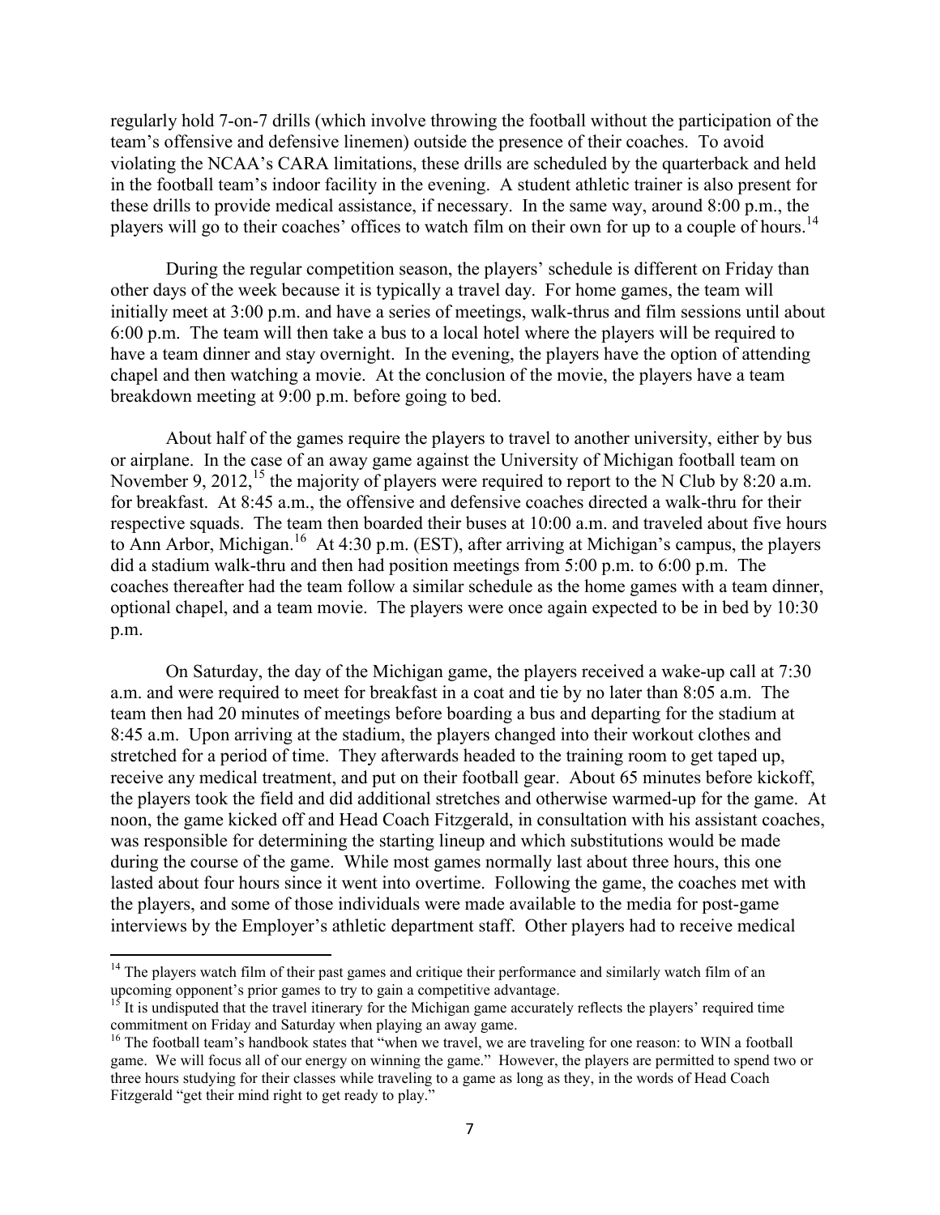regularly hold 7-on-7 drills (which involve throwing the football without the participation of the team's offensive and defensive linemen) outside the presence of their coaches. To avoid violating the NCAA's CARA limitations, these drills are scheduled by the quarterback and held in the football team's indoor facility in the evening. A student athletic trainer is also present for these drills to provide medical assistance, if necessary. In the same way, around 8:00 p.m., the players will go to their coaches' offices to watch film on their own for up to a couple of hours.[14]

During the regular competition season, the players' schedule is different on Friday than other days of the week because it is typically a travel day. For home games, the team will initially meet at 3:00 p.m. and have a series of meetings, walk-thrus and film sessions until about 6:00 p.m. The team will then take a bus to a local hotel where the players will be required to have a team dinner and stay overnight. In the evening, the players have the option of attending chapel and then watching a movie. At the conclusion of the movie, the players have a team breakdown meeting at 9:00 p.m. before going to bed.

About half of the games require the players to travel to another university, either by bus or airplane. In the case of an away game against the University of Michigan football team on November 9, 2012,[15] the majority of players were required to report to the N Club by 8:20 a.m. for breakfast. At 8:45 a.m., the offensive and defensive coaches directed a walk-thru for their respective squads. The team then boarded their buses at 10:00 a.m. and traveled about five hours to Ann Arbor, Michigan.[16] At 4:30 p.m. (EST), after arriving at Michigan's campus, the players did a stadium walk-thru and then had position meetings from 5:00 p.m. to 6:00 p.m. The coaches thereafter had the team follow a similar schedule as the home games with a team dinner, optional chapel, and a team movie. The players were once again expected to be in bed by 10:30 p.m.

On Saturday, the day of the Michigan game, the players received a wake-up call at 7:30 a.m. and were required to meet for breakfast in a coat and tie by no later than 8:05 a.m. The team then had 20 minutes of meetings before boarding a bus and departing for the stadium at 8:45 a.m. Upon arriving at the stadium, the players changed into their workout clothes and stretched for a period of time. They afterwards headed to the training room to get taped up, receive any medical treatment, and put on their football gear. About 65 minutes before kickoff, the players took the field and did additional stretches and otherwise warmed-up for the game. At noon, the game kicked off and Head Coach Fitzgerald, in consultation with his assistant coaches, was responsible for determining the starting lineup and which substitutions would be made during the course of the game. While most games normally last about three hours, this one lasted about four hours since it went into overtime. Following the game, the coaches met with the players, and some of those individuals were made available to the media for post-game interviews by the Employer's athletic department staff. Other players had to receive medical

---

[14] The players watch film of their past games and critique their performance and similarly watch film of an upcoming opponent's prior games to try to gain a competitive advantage.

[15] It is undisputed that the travel itinerary for the Michigan game accurately reflects the players' required time commitment on Friday and Saturday when playing an away game.

[16] The football team's handbook states that "when we travel, we are traveling for one reason: to WIN a football game. We will focus all of our energy on winning the game." However, the players are permitted to spend two or three hours studying for their classes while traveling to a game as long as they, in the words of Head Coach Fitzgerald "get their mind right to get ready to play."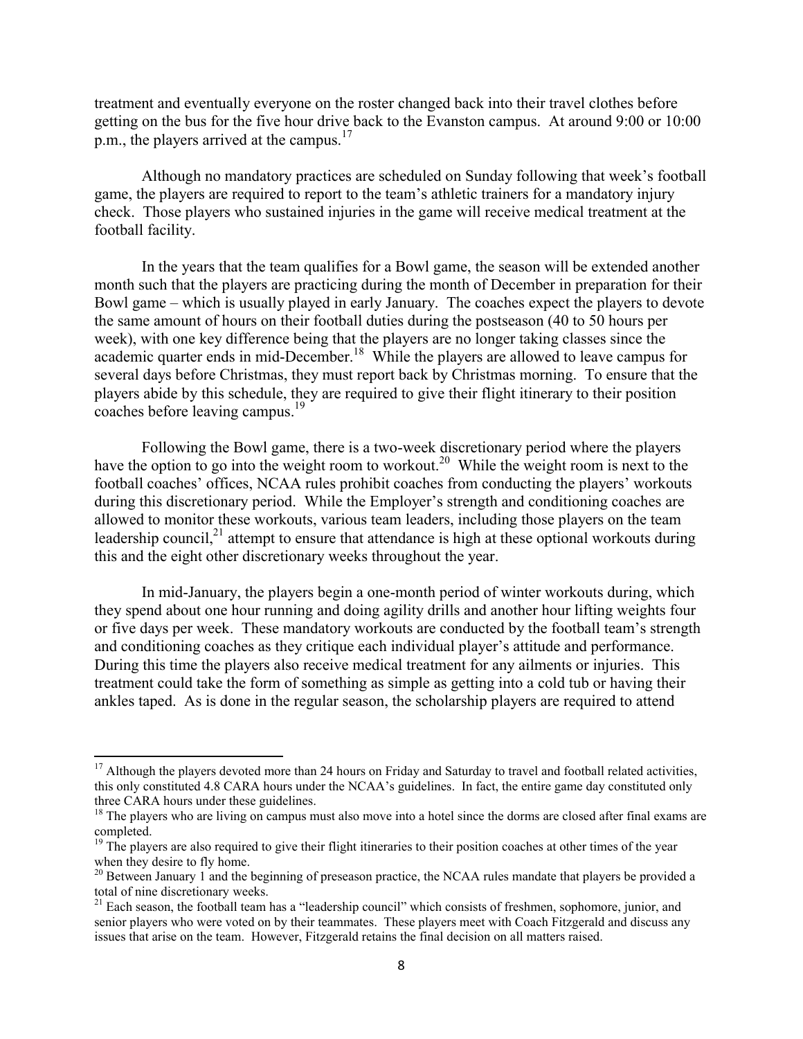treatment and eventually everyone on the roster changed back into their travel clothes before getting on the bus for the five hour drive back to the Evanston campus. At around 9:00 or 10:00 p.m., the players arrived at the campus.[17]

Although no mandatory practices are scheduled on Sunday following that week's football game, the players are required to report to the team's athletic trainers for a mandatory injury check. Those players who sustained injuries in the game will receive medical treatment at the football facility.

In the years that the team qualifies for a Bowl game, the season will be extended another month such that the players are practicing during the month of December in preparation for their Bowl game – which is usually played in early January. The coaches expect the players to devote the same amount of hours on their football duties during the postseason (40 to 50 hours per week), with one key difference being that the players are no longer taking classes since the academic quarter ends in mid-December.[18] While the players are allowed to leave campus for several days before Christmas, they must report back by Christmas morning. To ensure that the players abide by this schedule, they are required to give their flight itinerary to their position coaches before leaving campus.[19]

Following the Bowl game, there is a two-week discretionary period where the players have the option to go into the weight room to workout.[20] While the weight room is next to the football coaches' offices, NCAA rules prohibit coaches from conducting the players' workouts during this discretionary period. While the Employer's strength and conditioning coaches are allowed to monitor these workouts, various team leaders, including those players on the team leadership council,[21] attempt to ensure that attendance is high at these optional workouts during this and the eight other discretionary weeks throughout the year.

In mid-January, the players begin a one-month period of winter workouts during, which they spend about one hour running and doing agility drills and another hour lifting weights four or five days per week. These mandatory workouts are conducted by the football team's strength and conditioning coaches as they critique each individual player's attitude and performance. During this time the players also receive medical treatment for any ailments or injuries. This treatment could take the form of something as simple as getting into a cold tub or having their ankles taped. As is done in the regular season, the scholarship players are required to attend

---

[17] Although the players devoted more than 24 hours on Friday and Saturday to travel and football related activities, this only constituted 4.8 CARA hours under the NCAA's guidelines. In fact, the entire game day constituted only three CARA hours under these guidelines.

[18] The players who are living on campus must also move into a hotel since the dorms are closed after final exams are completed.

[19] The players are also required to give their flight itineraries to their position coaches at other times of the year when they desire to fly home.

[20] Between January 1 and the beginning of preseason practice, the NCAA rules mandate that players be provided a total of nine discretionary weeks.

[21] Each season, the football team has a "leadership council" which consists of freshmen, sophomore, junior, and senior players who were voted on by their teammates. These players meet with Coach Fitzgerald and discuss any issues that arise on the team. However, Fitzgerald retains the final decision on all matters raised.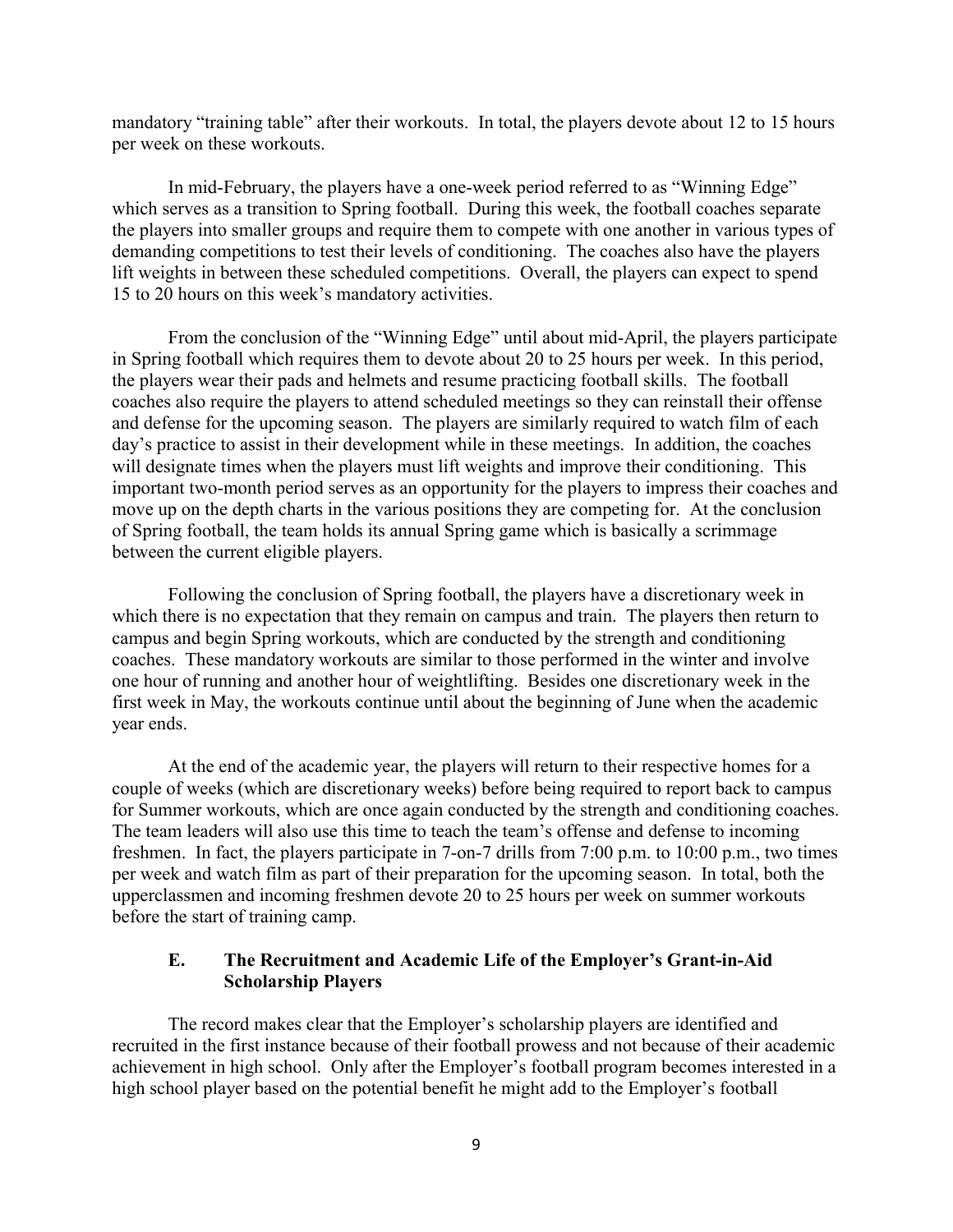mandatory "training table" after their workouts. In total, the players devote about 12 to 15 hours per week on these workouts.

In mid-February, the players have a one-week period referred to as "Winning Edge" which serves as a transition to Spring football. During this week, the football coaches separate the players into smaller groups and require them to compete with one another in various types of demanding competitions to test their levels of conditioning. The coaches also have the players lift weights in between these scheduled competitions. Overall, the players can expect to spend 15 to 20 hours on this week's mandatory activities.

From the conclusion of the "Winning Edge" until about mid-April, the players participate in Spring football which requires them to devote about 20 to 25 hours per week. In this period, the players wear their pads and helmets and resume practicing football skills. The football coaches also require the players to attend scheduled meetings so they can reinstall their offense and defense for the upcoming season. The players are similarly required to watch film of each day's practice to assist in their development while in these meetings. In addition, the coaches will designate times when the players must lift weights and improve their conditioning. This important two-month period serves as an opportunity for the players to impress their coaches and move up on the depth charts in the various positions they are competing for. At the conclusion of Spring football, the team holds its annual Spring game which is basically a scrimmage between the current eligible players.

Following the conclusion of Spring football, the players have a discretionary week in which there is no expectation that they remain on campus and train. The players then return to campus and begin Spring workouts, which are conducted by the strength and conditioning coaches. These mandatory workouts are similar to those performed in the winter and involve one hour of running and another hour of weightlifting. Besides one discretionary week in the first week in May, the workouts continue until about the beginning of June when the academic year ends.

At the end of the academic year, the players will return to their respective homes for a couple of weeks (which are discretionary weeks) before being required to report back to campus for Summer workouts, which are once again conducted by the strength and conditioning coaches. The team leaders will also use this time to teach the team's offense and defense to incoming freshmen. In fact, the players participate in 7-on-7 drills from 7:00 p.m. to 10:00 p.m., two times per week and watch film as part of their preparation for the upcoming season. In total, both the upperclassmen and incoming freshmen devote 20 to 25 hours per week on summer workouts before the start of training camp.

### E. The Recruitment and Academic Life of the Employer's Grant-in-Aid Scholarship Players

The record makes clear that the Employer's scholarship players are identified and recruited in the first instance because of their football prowess and not because of their academic achievement in high school. Only after the Employer's football program becomes interested in a high school player based on the potential benefit he might add to the Employer's football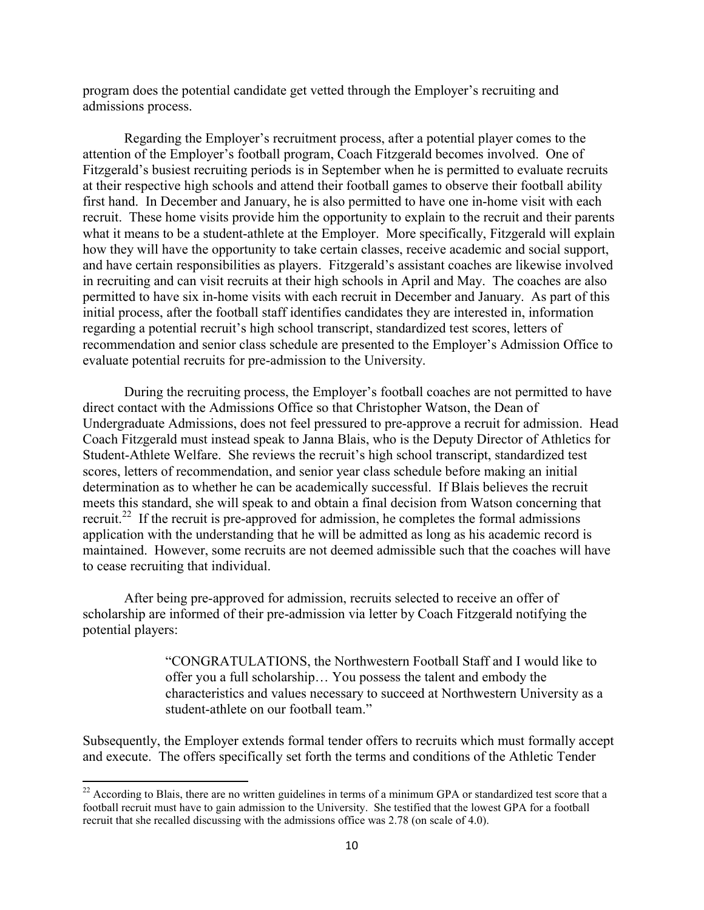program does the potential candidate get vetted through the Employer's recruiting and admissions process.

Regarding the Employer's recruitment process, after a potential player comes to the attention of the Employer's football program, Coach Fitzgerald becomes involved. One of Fitzgerald's busiest recruiting periods is in September when he is permitted to evaluate recruits at their respective high schools and attend their football games to observe their football ability first hand. In December and January, he is also permitted to have one in-home visit with each recruit. These home visits provide him the opportunity to explain to the recruit and their parents what it means to be a student-athlete at the Employer. More specifically, Fitzgerald will explain how they will have the opportunity to take certain classes, receive academic and social support, and have certain responsibilities as players. Fitzgerald's assistant coaches are likewise involved in recruiting and can visit recruits at their high schools in April and May. The coaches are also permitted to have six in-home visits with each recruit in December and January. As part of this initial process, after the football staff identifies candidates they are interested in, information regarding a potential recruit's high school transcript, standardized test scores, letters of recommendation and senior class schedule are presented to the Employer's Admission Office to evaluate potential recruits for pre-admission to the University.

During the recruiting process, the Employer's football coaches are not permitted to have direct contact with the Admissions Office so that Christopher Watson, the Dean of Undergraduate Admissions, does not feel pressured to pre-approve a recruit for admission. Head Coach Fitzgerald must instead speak to Janna Blais, who is the Deputy Director of Athletics for Student-Athlete Welfare. She reviews the recruit's high school transcript, standardized test scores, letters of recommendation, and senior year class schedule before making an initial determination as to whether he can be academically successful. If Blais believes the recruit meets this standard, she will speak to and obtain a final decision from Watson concerning that recruit.[22] If the recruit is pre-approved for admission, he completes the formal admissions application with the understanding that he will be admitted as long as his academic record is maintained. However, some recruits are not deemed admissible such that the coaches will have to cease recruiting that individual.

After being pre-approved for admission, recruits selected to receive an offer of scholarship are informed of their pre-admission via letter by Coach Fitzgerald notifying the potential players:

> "CONGRATULATIONS, the Northwestern Football Staff and I would like to offer you a full scholarship… You possess the talent and embody the characteristics and values necessary to succeed at Northwestern University as a student-athlete on our football team."

Subsequently, the Employer extends formal tender offers to recruits which must formally accept and execute. The offers specifically set forth the terms and conditions of the Athletic Tender

[22] According to Blais, there are no written guidelines in terms of a minimum GPA or standardized test score that a football recruit must have to gain admission to the University. She testified that the lowest GPA for a football recruit that she recalled discussing with the admissions office was 2.78 (on scale of 4.0).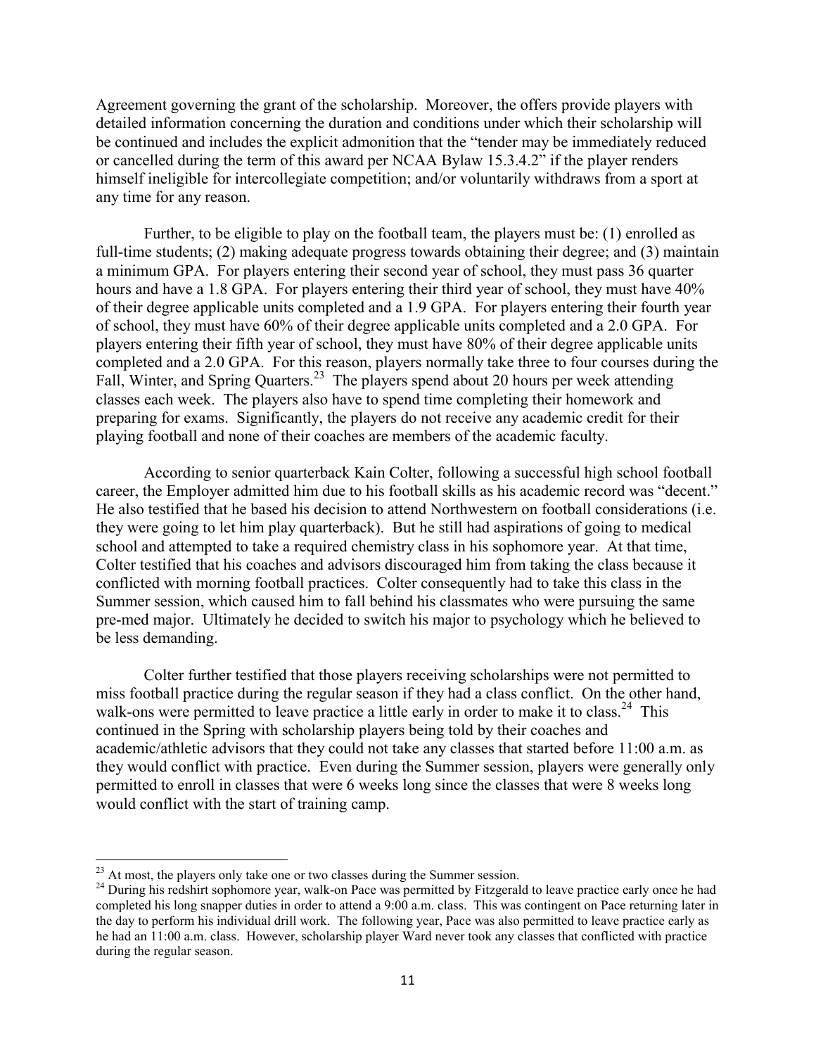Agreement governing the grant of the scholarship. Moreover, the offers provide players with detailed information concerning the duration and conditions under which their scholarship will be continued and includes the explicit admonition that the "tender may be immediately reduced or cancelled during the term of this award per NCAA Bylaw 15.3.4.2" if the player renders himself ineligible for intercollegiate competition; and/or voluntarily withdraws from a sport at any time for any reason.

Further, to be eligible to play on the football team, the players must be: (1) enrolled as full-time students; (2) making adequate progress towards obtaining their degree; and (3) maintain a minimum GPA. For players entering their second year of school, they must pass 36 quarter hours and have a 1.8 GPA. For players entering their third year of school, they must have 40% of their degree applicable units completed and a 1.9 GPA. For players entering their fourth year of school, they must have 60% of their degree applicable units completed and a 2.0 GPA. For players entering their fifth year of school, they must have 80% of their degree applicable units completed and a 2.0 GPA. For this reason, players normally take three to four courses during the Fall, Winter, and Spring Quarters.[23] The players spend about 20 hours per week attending classes each week. The players also have to spend time completing their homework and preparing for exams. Significantly, the players do not receive any academic credit for their playing football and none of their coaches are members of the academic faculty.

According to senior quarterback Kain Colter, following a successful high school football career, the Employer admitted him due to his football skills as his academic record was "decent." He also testified that he based his decision to attend Northwestern on football considerations (i.e. they were going to let him play quarterback). But he still had aspirations of going to medical school and attempted to take a required chemistry class in his sophomore year. At that time, Colter testified that his coaches and advisors discouraged him from taking the class because it conflicted with morning football practices. Colter consequently had to take this class in the Summer session, which caused him to fall behind his classmates who were pursuing the same pre-med major. Ultimately he decided to switch his major to psychology which he believed to be less demanding.

Colter further testified that those players receiving scholarships were not permitted to miss football practice during the regular season if they had a class conflict. On the other hand, walk-ons were permitted to leave practice a little early in order to make it to class.[24] This continued in the Spring with scholarship players being told by their coaches and academic/athletic advisors that they could not take any classes that started before 11:00 a.m. as they would conflict with practice. Even during the Summer session, players were generally only permitted to enroll in classes that were 6 weeks long since the classes that were 8 weeks long would conflict with the start of training camp.

---

[23] At most, the players only take one or two classes during the Summer session.

[24] During his redshirt sophomore year, walk-on Pace was permitted by Fitzgerald to leave practice early once he had completed his long snapper duties in order to attend a 9:00 a.m. class. This was contingent on Pace returning later in the day to perform his individual drill work. The following year, Pace was also permitted to leave practice early as he had an 11:00 a.m. class. However, scholarship player Ward never took any classes that conflicted with practice during the regular season.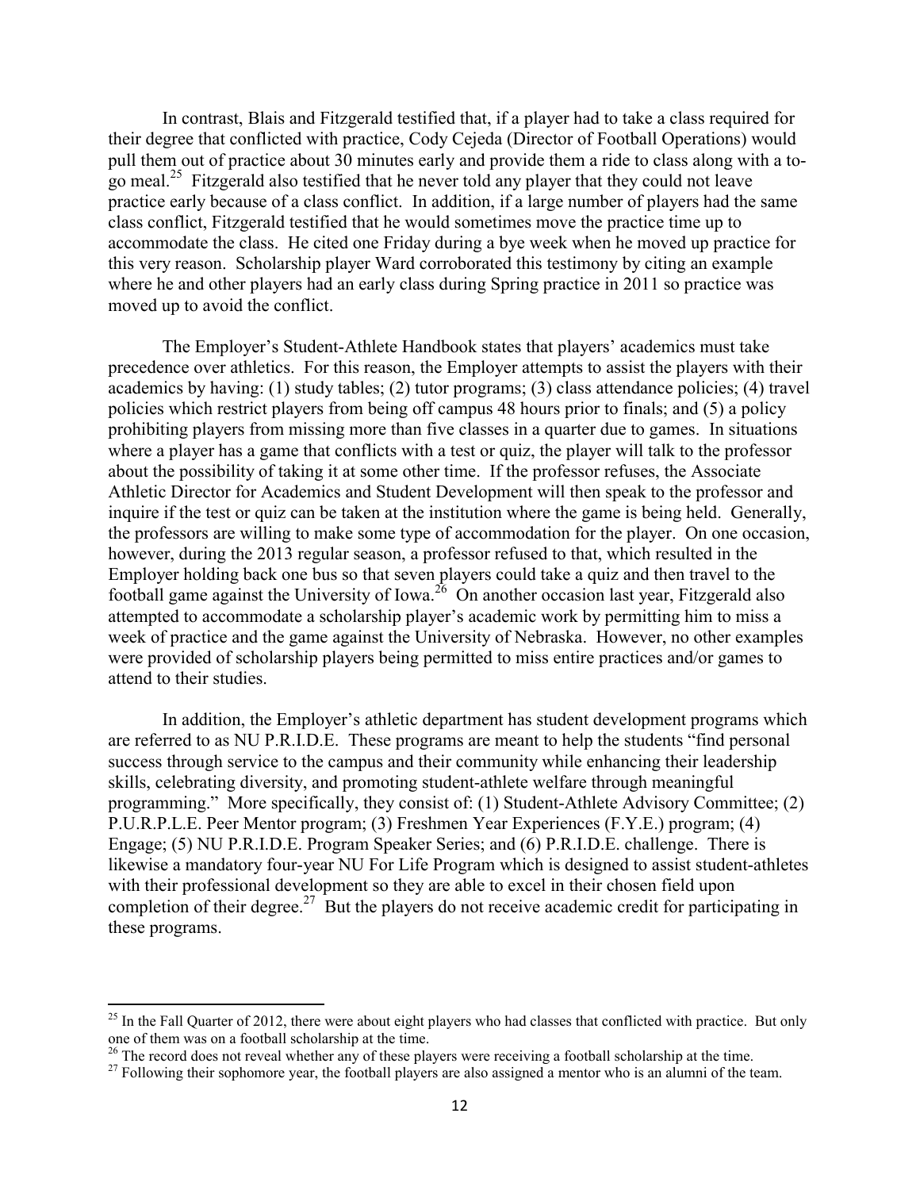In contrast, Blais and Fitzgerald testified that, if a player had to take a class required for their degree that conflicted with practice, Cody Cejeda (Director of Football Operations) would pull them out of practice about 30 minutes early and provide them a ride to class along with a to-go meal.[25] Fitzgerald also testified that he never told any player that they could not leave practice early because of a class conflict. In addition, if a large number of players had the same class conflict, Fitzgerald testified that he would sometimes move the practice time up to accommodate the class. He cited one Friday during a bye week when he moved up practice for this very reason. Scholarship player Ward corroborated this testimony by citing an example where he and other players had an early class during Spring practice in 2011 so practice was moved up to avoid the conflict.

The Employer's Student-Athlete Handbook states that players' academics must take precedence over athletics. For this reason, the Employer attempts to assist the players with their academics by having: (1) study tables; (2) tutor programs; (3) class attendance policies; (4) travel policies which restrict players from being off campus 48 hours prior to finals; and (5) a policy prohibiting players from missing more than five classes in a quarter due to games. In situations where a player has a game that conflicts with a test or quiz, the player will talk to the professor about the possibility of taking it at some other time. If the professor refuses, the Associate Athletic Director for Academics and Student Development will then speak to the professor and inquire if the test or quiz can be taken at the institution where the game is being held. Generally, the professors are willing to make some type of accommodation for the player. On one occasion, however, during the 2013 regular season, a professor refused to that, which resulted in the Employer holding back one bus so that seven players could take a quiz and then travel to the football game against the University of Iowa.[26] On another occasion last year, Fitzgerald also attempted to accommodate a scholarship player's academic work by permitting him to miss a week of practice and the game against the University of Nebraska. However, no other examples were provided of scholarship players being permitted to miss entire practices and/or games to attend to their studies.

In addition, the Employer's athletic department has student development programs which are referred to as NU P.R.I.D.E. These programs are meant to help the students "find personal success through service to the campus and their community while enhancing their leadership skills, celebrating diversity, and promoting student-athlete welfare through meaningful programming." More specifically, they consist of: (1) Student-Athlete Advisory Committee; (2) P.U.R.P.L.E. Peer Mentor program; (3) Freshmen Year Experiences (F.Y.E.) program; (4) Engage; (5) NU P.R.I.D.E. Program Speaker Series; and (6) P.R.I.D.E. challenge. There is likewise a mandatory four-year NU For Life Program which is designed to assist student-athletes with their professional development so they are able to excel in their chosen field upon completion of their degree.[27] But the players do not receive academic credit for participating in these programs.

---

[25] In the Fall Quarter of 2012, there were about eight players who had classes that conflicted with practice. But only one of them was on a football scholarship at the time.

[26] The record does not reveal whether any of these players were receiving a football scholarship at the time.

[27] Following their sophomore year, the football players are also assigned a mentor who is an alumni of the team.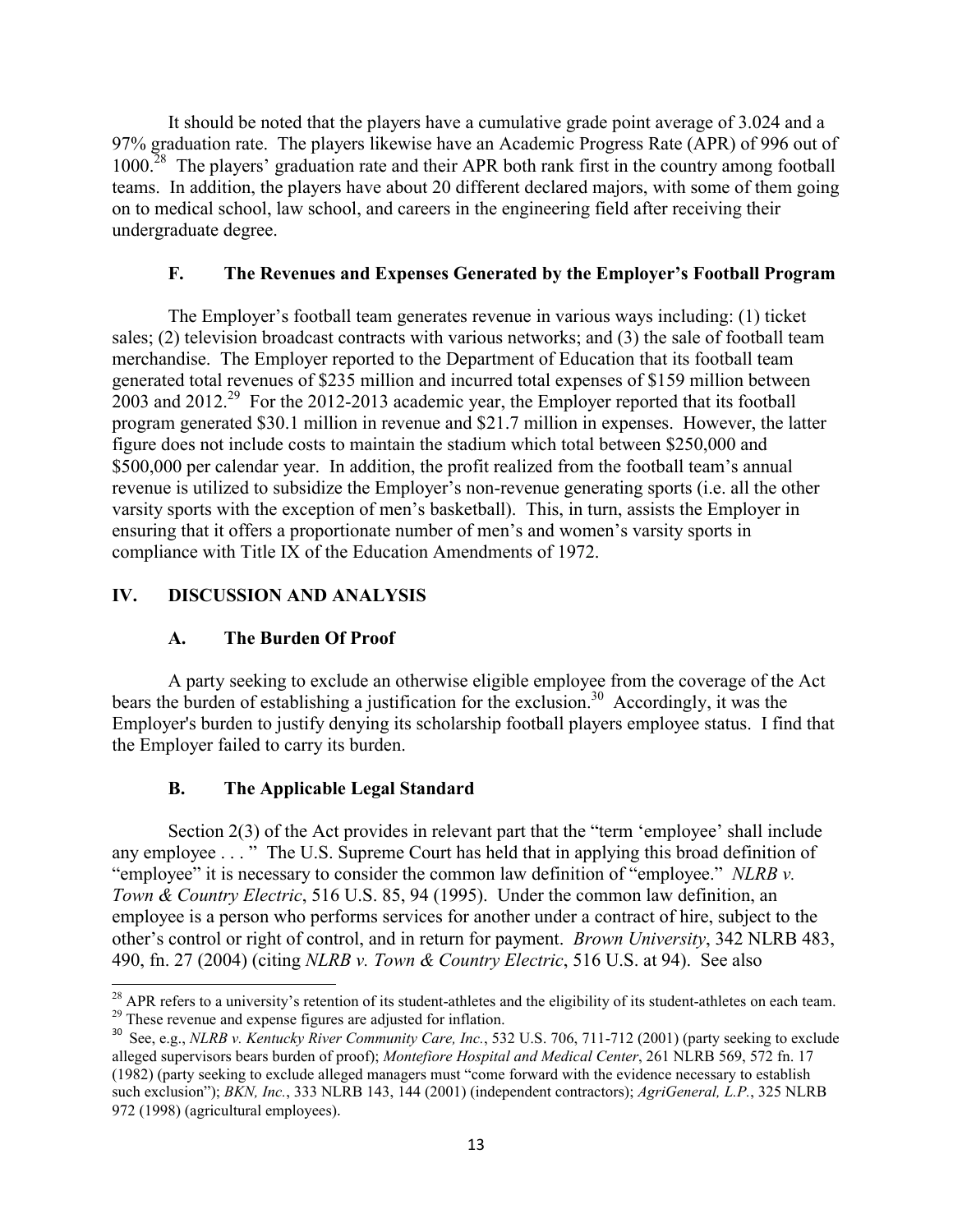It should be noted that the players have a cumulative grade point average of 3.024 and a 97% graduation rate. The players likewise have an Academic Progress Rate (APR) of 996 out of 1000.[28] The players' graduation rate and their APR both rank first in the country among football teams. In addition, the players have about 20 different declared majors, with some of them going on to medical school, law school, and careers in the engineering field after receiving their undergraduate degree.

### F. The Revenues and Expenses Generated by the Employer's Football Program

The Employer's football team generates revenue in various ways including: (1) ticket sales; (2) television broadcast contracts with various networks; and (3) the sale of football team merchandise. The Employer reported to the Department of Education that its football team generated total revenues of $235 million and incurred total expenses of $159 million between 2003 and 2012.[29] For the 2012-2013 academic year, the Employer reported that its football program generated $30.1 million in revenue and $21.7 million in expenses. However, the latter figure does not include costs to maintain the stadium which total between $250,000 and $500,000 per calendar year. In addition, the profit realized from the football team's annual revenue is utilized to subsidize the Employer's non-revenue generating sports (i.e. all the other varsity sports with the exception of men's basketball). This, in turn, assists the Employer in ensuring that it offers a proportionate number of men's and women's varsity sports in compliance with Title IX of the Education Amendments of 1972.

## IV. DISCUSSION AND ANALYSIS

### A. The Burden Of Proof

A party seeking to exclude an otherwise eligible employee from the coverage of the Act bears the burden of establishing a justification for the exclusion.[30] Accordingly, it was the Employer's burden to justify denying its scholarship football players employee status. I find that the Employer failed to carry its burden.

### B. The Applicable Legal Standard

Section 2(3) of the Act provides in relevant part that the "term 'employee' shall include any employee . . . " The U.S. Supreme Court has held that in applying this broad definition of "employee" it is necessary to consider the common law definition of "employee." *NLRB v. Town & Country Electric*, 516 U.S. 85, 94 (1995). Under the common law definition, an employee is a person who performs services for another under a contract of hire, subject to the other's control or right of control, and in return for payment. *Brown University*, 342 NLRB 483, 490, fn. 27 (2004) (citing *NLRB v. Town & Country Electric*, 516 U.S. at 94). See also

---

[28] APR refers to a university's retention of its student-athletes and the eligibility of its student-athletes on each team.

[29] These revenue and expense figures are adjusted for inflation.

[30] See, e.g., *NLRB v. Kentucky River Community Care, Inc.*, 532 U.S. 706, 711-712 (2001) (party seeking to exclude alleged supervisors bears burden of proof); *Montefiore Hospital and Medical Center*, 261 NLRB 569, 572 fn. 17 (1982) (party seeking to exclude alleged managers must "come forward with the evidence necessary to establish such exclusion"); *BKN, Inc.*, 333 NLRB 143, 144 (2001) (independent contractors); *AgriGeneral, L.P.*, 325 NLRB 972 (1998) (agricultural employees).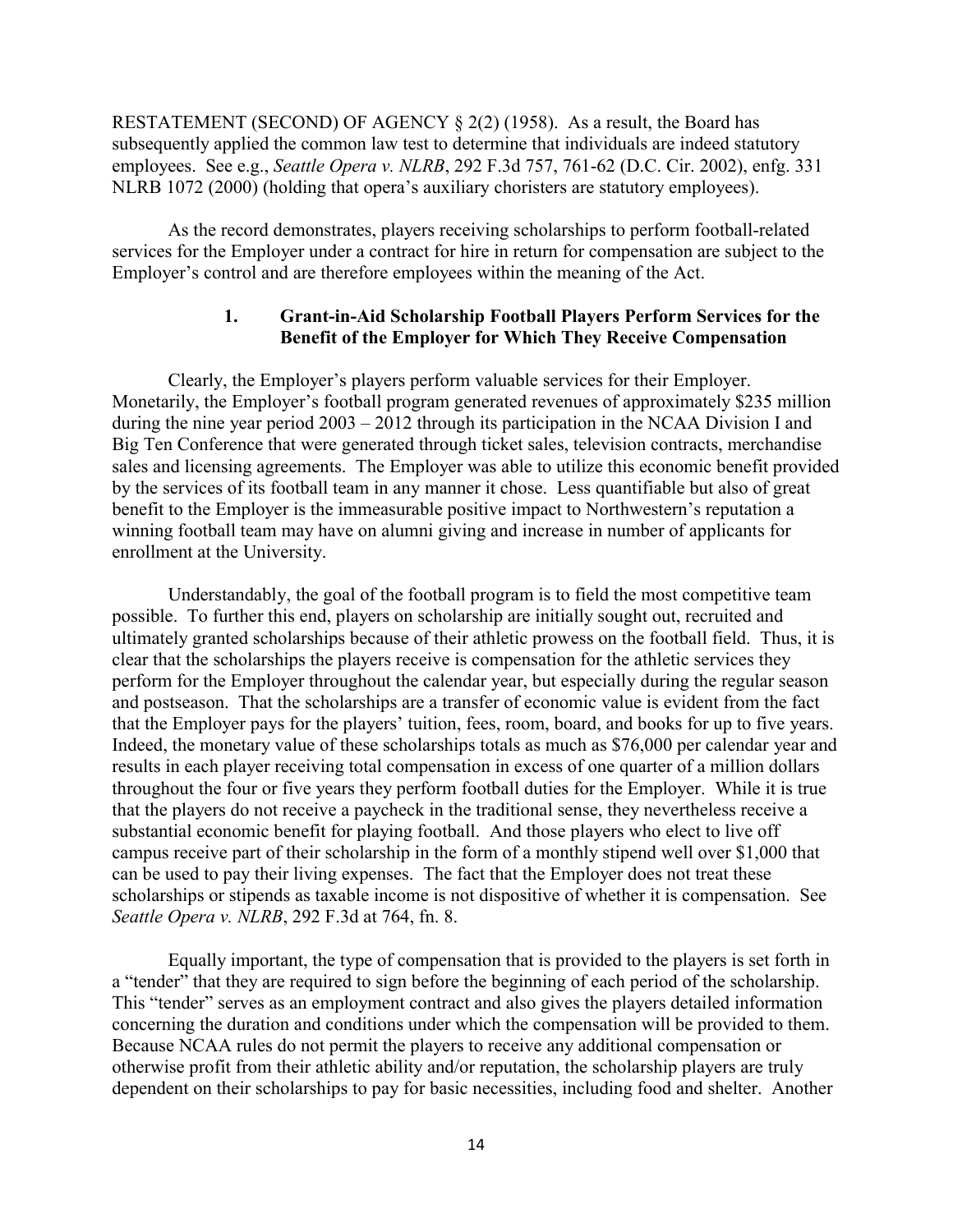RESTATEMENT (SECOND) OF AGENCY § 2(2) (1958). As a result, the Board has subsequently applied the common law test to determine that individuals are indeed statutory employees. See e.g., *Seattle Opera v. NLRB*, 292 F.3d 757, 761-62 (D.C. Cir. 2002), enfg. 331 NLRB 1072 (2000) (holding that opera's auxiliary choristers are statutory employees).

As the record demonstrates, players receiving scholarships to perform football-related services for the Employer under a contract for hire in return for compensation are subject to the Employer's control and are therefore employees within the meaning of the Act.

### 1. Grant-in-Aid Scholarship Football Players Perform Services for the Benefit of the Employer for Which They Receive Compensation

Clearly, the Employer's players perform valuable services for their Employer. Monetarily, the Employer's football program generated revenues of approximately \$235 million during the nine year period 2003 – 2012 through its participation in the NCAA Division I and Big Ten Conference that were generated through ticket sales, television contracts, merchandise sales and licensing agreements. The Employer was able to utilize this economic benefit provided by the services of its football team in any manner it chose. Less quantifiable but also of great benefit to the Employer is the immeasurable positive impact to Northwestern's reputation a winning football team may have on alumni giving and increase in number of applicants for enrollment at the University.

Understandably, the goal of the football program is to field the most competitive team possible. To further this end, players on scholarship are initially sought out, recruited and ultimately granted scholarships because of their athletic prowess on the football field. Thus, it is clear that the scholarships the players receive is compensation for the athletic services they perform for the Employer throughout the calendar year, but especially during the regular season and postseason. That the scholarships are a transfer of economic value is evident from the fact that the Employer pays for the players' tuition, fees, room, board, and books for up to five years. Indeed, the monetary value of these scholarships totals as much as \$76,000 per calendar year and results in each player receiving total compensation in excess of one quarter of a million dollars throughout the four or five years they perform football duties for the Employer. While it is true that the players do not receive a paycheck in the traditional sense, they nevertheless receive a substantial economic benefit for playing football. And those players who elect to live off campus receive part of their scholarship in the form of a monthly stipend well over \$1,000 that can be used to pay their living expenses. The fact that the Employer does not treat these scholarships or stipends as taxable income is not dispositive of whether it is compensation. See *Seattle Opera v. NLRB*, 292 F.3d at 764, fn. 8.

Equally important, the type of compensation that is provided to the players is set forth in a "tender" that they are required to sign before the beginning of each period of the scholarship. This "tender" serves as an employment contract and also gives the players detailed information concerning the duration and conditions under which the compensation will be provided to them. Because NCAA rules do not permit the players to receive any additional compensation or otherwise profit from their athletic ability and/or reputation, the scholarship players are truly dependent on their scholarships to pay for basic necessities, including food and shelter. Another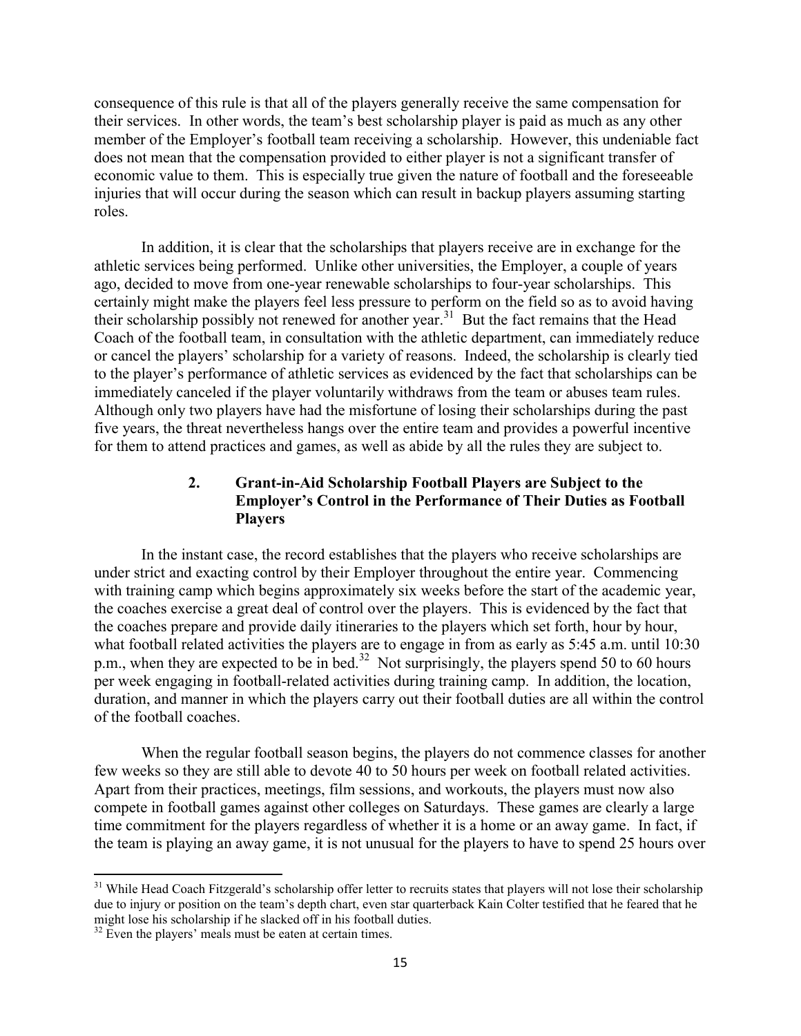consequence of this rule is that all of the players generally receive the same compensation for their services. In other words, the team's best scholarship player is paid as much as any other member of the Employer's football team receiving a scholarship. However, this undeniable fact does not mean that the compensation provided to either player is not a significant transfer of economic value to them. This is especially true given the nature of football and the foreseeable injuries that will occur during the season which can result in backup players assuming starting roles.

In addition, it is clear that the scholarships that players receive are in exchange for the athletic services being performed. Unlike other universities, the Employer, a couple of years ago, decided to move from one-year renewable scholarships to four-year scholarships. This certainly might make the players feel less pressure to perform on the field so as to avoid having their scholarship possibly not renewed for another year.[31] But the fact remains that the Head Coach of the football team, in consultation with the athletic department, can immediately reduce or cancel the players' scholarship for a variety of reasons. Indeed, the scholarship is clearly tied to the player's performance of athletic services as evidenced by the fact that scholarships can be immediately canceled if the player voluntarily withdraws from the team or abuses team rules. Although only two players have had the misfortune of losing their scholarships during the past five years, the threat nevertheless hangs over the entire team and provides a powerful incentive for them to attend practices and games, as well as abide by all the rules they are subject to.

### 2. Grant-in-Aid Scholarship Football Players are Subject to the Employer's Control in the Performance of Their Duties as Football Players

In the instant case, the record establishes that the players who receive scholarships are under strict and exacting control by their Employer throughout the entire year. Commencing with training camp which begins approximately six weeks before the start of the academic year, the coaches exercise a great deal of control over the players. This is evidenced by the fact that the coaches prepare and provide daily itineraries to the players which set forth, hour by hour, what football related activities the players are to engage in from as early as 5:45 a.m. until 10:30 p.m., when they are expected to be in bed.[32] Not surprisingly, the players spend 50 to 60 hours per week engaging in football-related activities during training camp. In addition, the location, duration, and manner in which the players carry out their football duties are all within the control of the football coaches.

When the regular football season begins, the players do not commence classes for another few weeks so they are still able to devote 40 to 50 hours per week on football related activities. Apart from their practices, meetings, film sessions, and workouts, the players must now also compete in football games against other colleges on Saturdays. These games are clearly a large time commitment for the players regardless of whether it is a home or an away game. In fact, if the team is playing an away game, it is not unusual for the players to have to spend 25 hours over

---

[31] While Head Coach Fitzgerald's scholarship offer letter to recruits states that players will not lose their scholarship due to injury or position on the team's depth chart, even star quarterback Kain Colter testified that he feared that he might lose his scholarship if he slacked off in his football duties.

[32] Even the players' meals must be eaten at certain times.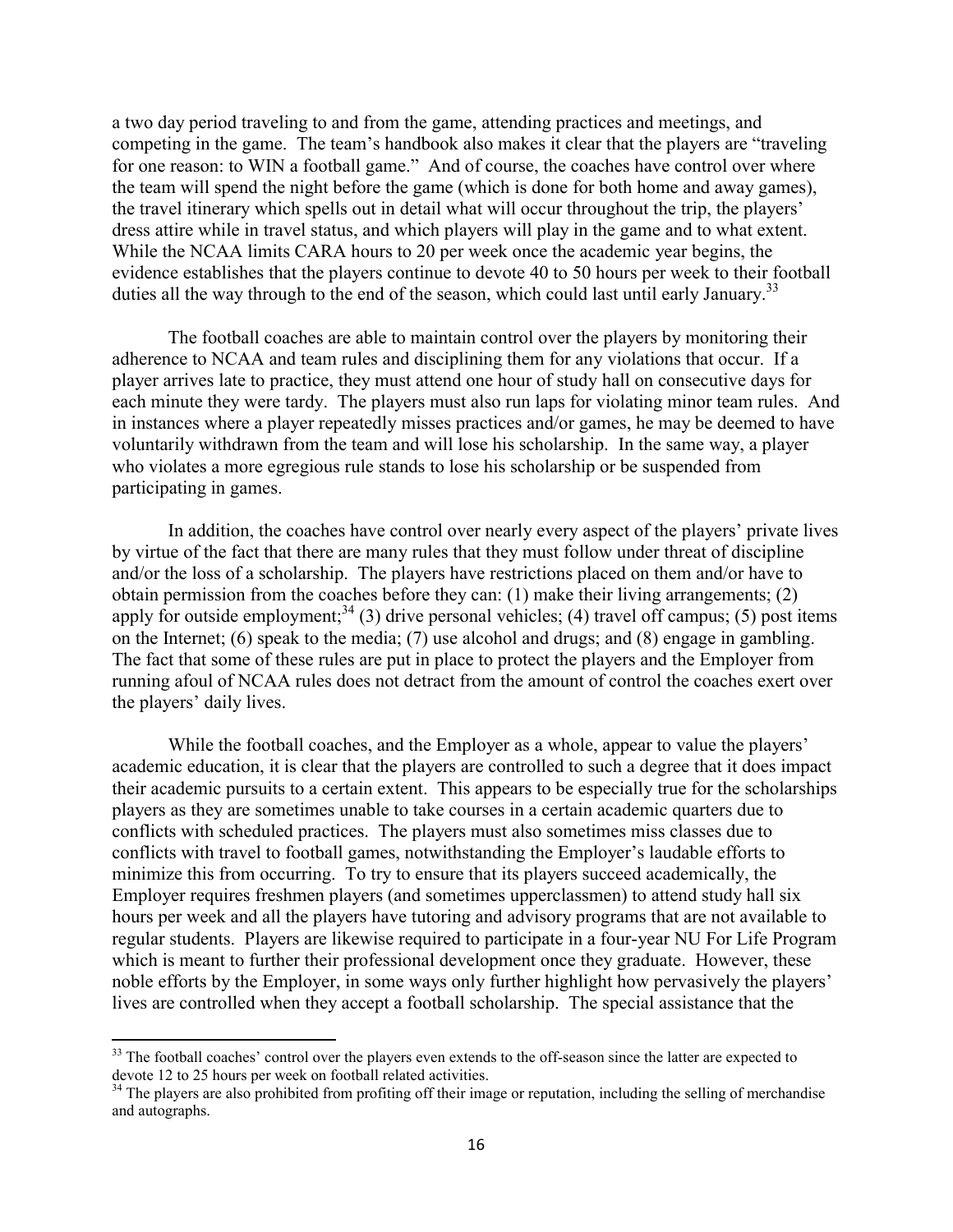a two day period traveling to and from the game, attending practices and meetings, and competing in the game. The team's handbook also makes it clear that the players are "traveling for one reason: to WIN a football game." And of course, the coaches have control over where the team will spend the night before the game (which is done for both home and away games), the travel itinerary which spells out in detail what will occur throughout the trip, the players' dress attire while in travel status, and which players will play in the game and to what extent. While the NCAA limits CARA hours to 20 per week once the academic year begins, the evidence establishes that the players continue to devote 40 to 50 hours per week to their football duties all the way through to the end of the season, which could last until early January.[33]

The football coaches are able to maintain control over the players by monitoring their adherence to NCAA and team rules and disciplining them for any violations that occur. If a player arrives late to practice, they must attend one hour of study hall on consecutive days for each minute they were tardy. The players must also run laps for violating minor team rules. And in instances where a player repeatedly misses practices and/or games, he may be deemed to have voluntarily withdrawn from the team and will lose his scholarship. In the same way, a player who violates a more egregious rule stands to lose his scholarship or be suspended from participating in games.

In addition, the coaches have control over nearly every aspect of the players' private lives by virtue of the fact that there are many rules that they must follow under threat of discipline and/or the loss of a scholarship. The players have restrictions placed on them and/or have to obtain permission from the coaches before they can: (1) make their living arrangements; (2) apply for outside employment;[34] (3) drive personal vehicles; (4) travel off campus; (5) post items on the Internet; (6) speak to the media; (7) use alcohol and drugs; and (8) engage in gambling. The fact that some of these rules are put in place to protect the players and the Employer from running afoul of NCAA rules does not detract from the amount of control the coaches exert over the players' daily lives.

While the football coaches, and the Employer as a whole, appear to value the players' academic education, it is clear that the players are controlled to such a degree that it does impact their academic pursuits to a certain extent. This appears to be especially true for the scholarships players as they are sometimes unable to take courses in a certain academic quarters due to conflicts with scheduled practices. The players must also sometimes miss classes due to conflicts with travel to football games, notwithstanding the Employer's laudable efforts to minimize this from occurring. To try to ensure that its players succeed academically, the Employer requires freshmen players (and sometimes upperclassmen) to attend study hall six hours per week and all the players have tutoring and advisory programs that are not available to regular students. Players are likewise required to participate in a four-year NU For Life Program which is meant to further their professional development once they graduate. However, these noble efforts by the Employer, in some ways only further highlight how pervasively the players' lives are controlled when they accept a football scholarship. The special assistance that the

---

[33] The football coaches' control over the players even extends to the off-season since the latter are expected to devote 12 to 25 hours per week on football related activities.

[34] The players are also prohibited from profiting off their image or reputation, including the selling of merchandise and autographs.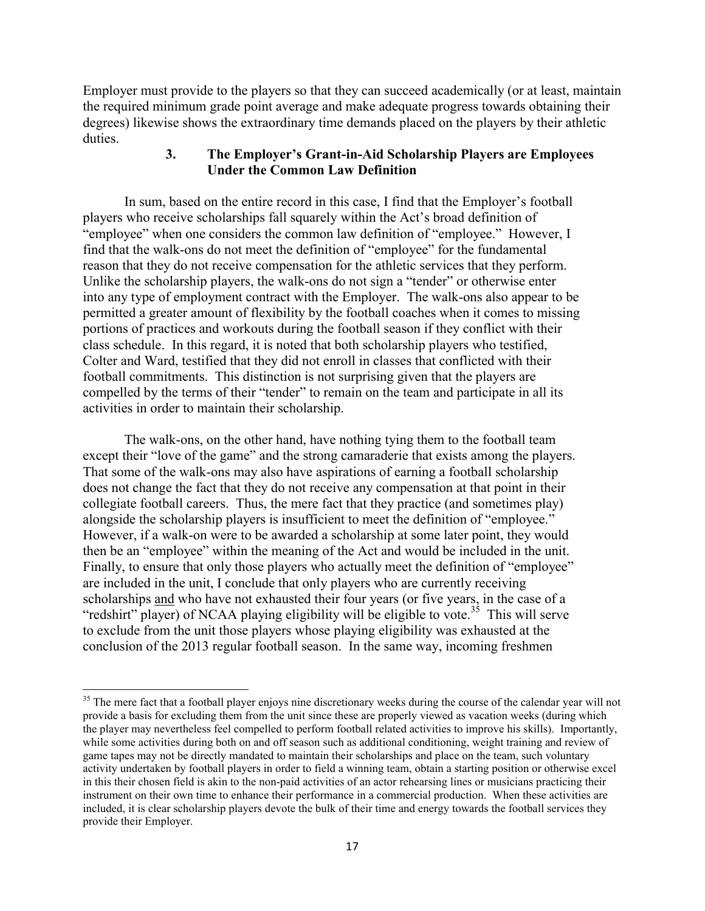Employer must provide to the players so that they can succeed academically (or at least, maintain the required minimum grade point average and make adequate progress towards obtaining their degrees) likewise shows the extraordinary time demands placed on the players by their athletic duties.

### 3. The Employer's Grant-in-Aid Scholarship Players are Employees Under the Common Law Definition

In sum, based on the entire record in this case, I find that the Employer's football players who receive scholarships fall squarely within the Act's broad definition of "employee" when one considers the common law definition of "employee." However, I find that the walk-ons do not meet the definition of "employee" for the fundamental reason that they do not receive compensation for the athletic services that they perform. Unlike the scholarship players, the walk-ons do not sign a "tender" or otherwise enter into any type of employment contract with the Employer. The walk-ons also appear to be permitted a greater amount of flexibility by the football coaches when it comes to missing portions of practices and workouts during the football season if they conflict with their class schedule. In this regard, it is noted that both scholarship players who testified, Colter and Ward, testified that they did not enroll in classes that conflicted with their football commitments. This distinction is not surprising given that the players are compelled by the terms of their "tender" to remain on the team and participate in all its activities in order to maintain their scholarship.

The walk-ons, on the other hand, have nothing tying them to the football team except their "love of the game" and the strong camaraderie that exists among the players. That some of the walk-ons may also have aspirations of earning a football scholarship does not change the fact that they do not receive any compensation at that point in their collegiate football careers. Thus, the mere fact that they practice (and sometimes play) alongside the scholarship players is insufficient to meet the definition of "employee." However, if a walk-on were to be awarded a scholarship at some later point, they would then be an "employee" within the meaning of the Act and would be included in the unit. Finally, to ensure that only those players who actually meet the definition of "employee" are included in the unit, I conclude that only players who are currently receiving scholarships <u>and</u> who have not exhausted their four years (or five years, in the case of a "redshirt" player) of NCAA playing eligibility will be eligible to vote.[35] This will serve to exclude from the unit those players whose playing eligibility was exhausted at the conclusion of the 2013 regular football season. In the same way, incoming freshmen

---

[35] The mere fact that a football player enjoys nine discretionary weeks during the course of the calendar year will not provide a basis for excluding them from the unit since these are properly viewed as vacation weeks (during which the player may nevertheless feel compelled to perform football related activities to improve his skills). Importantly, while some activities during both on and off season such as additional conditioning, weight training and review of game tapes may not be directly mandated to maintain their scholarships and place on the team, such voluntary activity undertaken by football players in order to field a winning team, obtain a starting position or otherwise excel in this their chosen field is akin to the non-paid activities of an actor rehearsing lines or musicians practicing their instrument on their own time to enhance their performance in a commercial production. When these activities are included, it is clear scholarship players devote the bulk of their time and energy towards the football services they provide their Employer.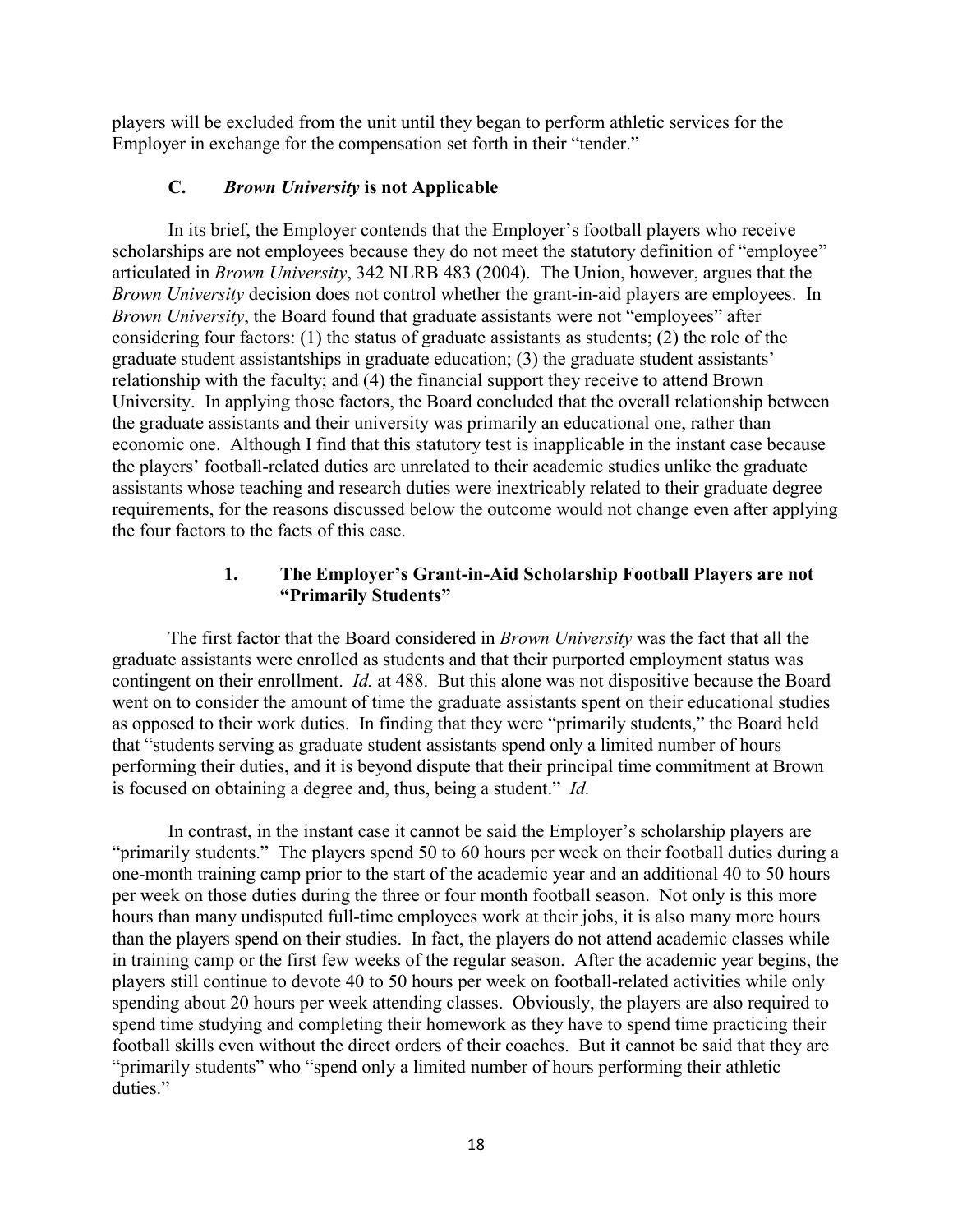players will be excluded from the unit until they began to perform athletic services for the Employer in exchange for the compensation set forth in their "tender."

### C. *Brown University* is not Applicable

In its brief, the Employer contends that the Employer's football players who receive scholarships are not employees because they do not meet the statutory definition of "employee" articulated in *Brown University*, 342 NLRB 483 (2004). The Union, however, argues that the *Brown University* decision does not control whether the grant-in-aid players are employees. In *Brown University*, the Board found that graduate assistants were not "employees" after considering four factors: (1) the status of graduate assistants as students; (2) the role of the graduate student assistantships in graduate education; (3) the graduate student assistants' relationship with the faculty; and (4) the financial support they receive to attend Brown University. In applying those factors, the Board concluded that the overall relationship between the graduate assistants and their university was primarily an educational one, rather than economic one. Although I find that this statutory test is inapplicable in the instant case because the players' football-related duties are unrelated to their academic studies unlike the graduate assistants whose teaching and research duties were inextricably related to their graduate degree requirements, for the reasons discussed below the outcome would not change even after applying the four factors to the facts of this case.

#### 1. The Employer's Grant-in-Aid Scholarship Football Players are not "Primarily Students"

The first factor that the Board considered in *Brown University* was the fact that all the graduate assistants were enrolled as students and that their purported employment status was contingent on their enrollment. *Id.* at 488. But this alone was not dispositive because the Board went on to consider the amount of time the graduate assistants spent on their educational studies as opposed to their work duties. In finding that they were "primarily students," the Board held that "students serving as graduate student assistants spend only a limited number of hours performing their duties, and it is beyond dispute that their principal time commitment at Brown is focused on obtaining a degree and, thus, being a student." *Id.*

In contrast, in the instant case it cannot be said the Employer's scholarship players are "primarily students." The players spend 50 to 60 hours per week on their football duties during a one-month training camp prior to the start of the academic year and an additional 40 to 50 hours per week on those duties during the three or four month football season. Not only is this more hours than many undisputed full-time employees work at their jobs, it is also many more hours than the players spend on their studies. In fact, the players do not attend academic classes while in training camp or the first few weeks of the regular season. After the academic year begins, the players still continue to devote 40 to 50 hours per week on football-related activities while only spending about 20 hours per week attending classes. Obviously, the players are also required to spend time studying and completing their homework as they have to spend time practicing their football skills even without the direct orders of their coaches. But it cannot be said that they are "primarily students" who "spend only a limited number of hours performing their athletic duties."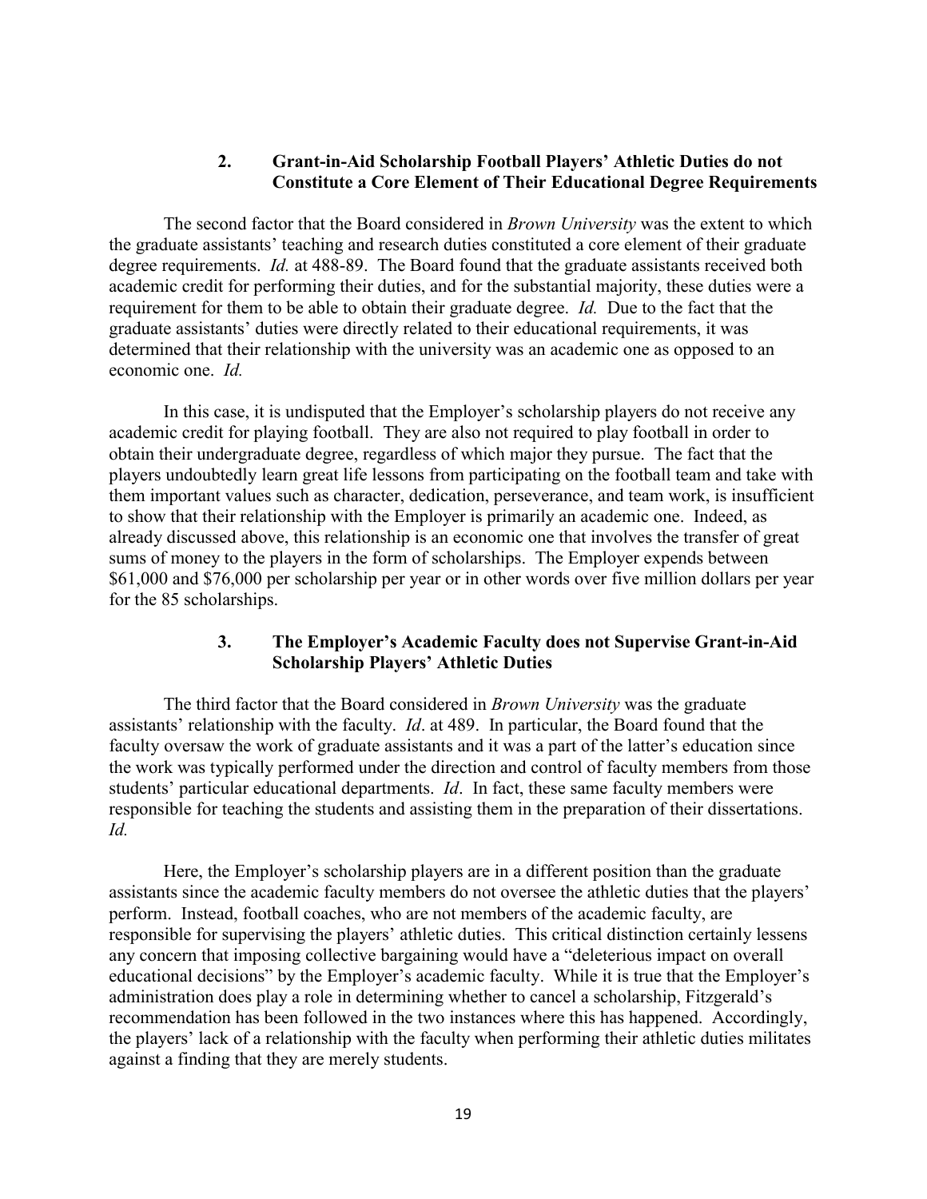### 2. Grant-in-Aid Scholarship Football Players' Athletic Duties do not Constitute a Core Element of Their Educational Degree Requirements

The second factor that the Board considered in *Brown University* was the extent to which the graduate assistants' teaching and research duties constituted a core element of their graduate degree requirements. *Id.* at 488-89. The Board found that the graduate assistants received both academic credit for performing their duties, and for the substantial majority, these duties were a requirement for them to be able to obtain their graduate degree. *Id.* Due to the fact that the graduate assistants' duties were directly related to their educational requirements, it was determined that their relationship with the university was an academic one as opposed to an economic one. *Id.*

In this case, it is undisputed that the Employer's scholarship players do not receive any academic credit for playing football. They are also not required to play football in order to obtain their undergraduate degree, regardless of which major they pursue. The fact that the players undoubtedly learn great life lessons from participating on the football team and take with them important values such as character, dedication, perseverance, and team work, is insufficient to show that their relationship with the Employer is primarily an academic one. Indeed, as already discussed above, this relationship is an economic one that involves the transfer of great sums of money to the players in the form of scholarships. The Employer expends between $61,000 and $76,000 per scholarship per year or in other words over five million dollars per year for the 85 scholarships.

### 3. The Employer's Academic Faculty does not Supervise Grant-in-Aid Scholarship Players' Athletic Duties

The third factor that the Board considered in *Brown University* was the graduate assistants' relationship with the faculty. *Id*. at 489. In particular, the Board found that the faculty oversaw the work of graduate assistants and it was a part of the latter's education since the work was typically performed under the direction and control of faculty members from those students' particular educational departments. *Id*. In fact, these same faculty members were responsible for teaching the students and assisting them in the preparation of their dissertations. *Id.*

Here, the Employer's scholarship players are in a different position than the graduate assistants since the academic faculty members do not oversee the athletic duties that the players' perform. Instead, football coaches, who are not members of the academic faculty, are responsible for supervising the players' athletic duties. This critical distinction certainly lessens any concern that imposing collective bargaining would have a "deleterious impact on overall educational decisions" by the Employer's academic faculty. While it is true that the Employer's administration does play a role in determining whether to cancel a scholarship, Fitzgerald's recommendation has been followed in the two instances where this has happened. Accordingly, the players' lack of a relationship with the faculty when performing their athletic duties militates against a finding that they are merely students.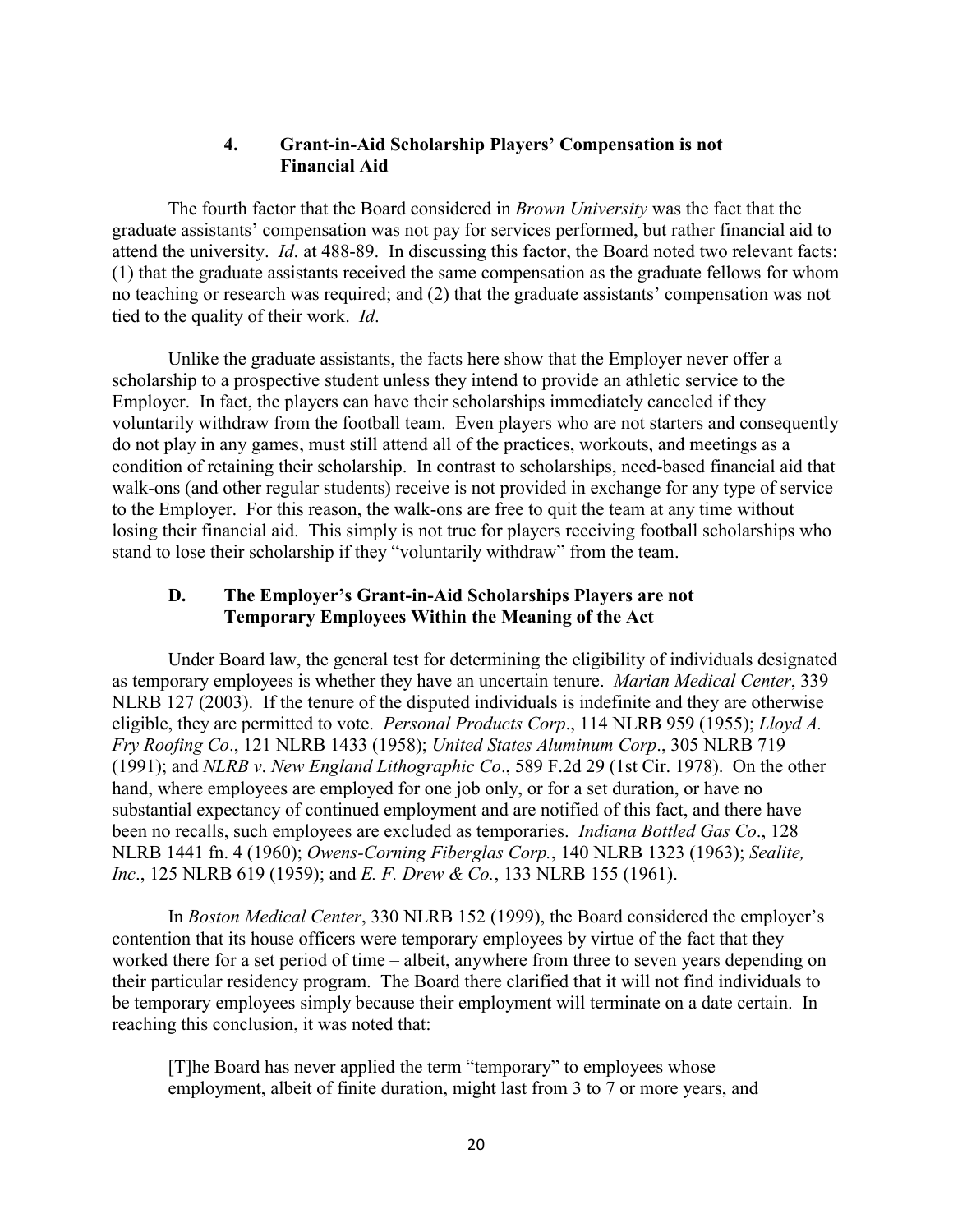### 4. Grant-in-Aid Scholarship Players' Compensation is not Financial Aid

The fourth factor that the Board considered in *Brown University* was the fact that the graduate assistants' compensation was not pay for services performed, but rather financial aid to attend the university. *Id*. at 488-89. In discussing this factor, the Board noted two relevant facts: (1) that the graduate assistants received the same compensation as the graduate fellows for whom no teaching or research was required; and (2) that the graduate assistants' compensation was not tied to the quality of their work. *Id*.

Unlike the graduate assistants, the facts here show that the Employer never offer a scholarship to a prospective student unless they intend to provide an athletic service to the Employer. In fact, the players can have their scholarships immediately canceled if they voluntarily withdraw from the football team. Even players who are not starters and consequently do not play in any games, must still attend all of the practices, workouts, and meetings as a condition of retaining their scholarship. In contrast to scholarships, need-based financial aid that walk-ons (and other regular students) receive is not provided in exchange for any type of service to the Employer. For this reason, the walk-ons are free to quit the team at any time without losing their financial aid. This simply is not true for players receiving football scholarships who stand to lose their scholarship if they "voluntarily withdraw" from the team.

## D. The Employer's Grant-in-Aid Scholarships Players are not Temporary Employees Within the Meaning of the Act

Under Board law, the general test for determining the eligibility of individuals designated as temporary employees is whether they have an uncertain tenure. *Marian Medical Center*, 339 NLRB 127 (2003). If the tenure of the disputed individuals is indefinite and they are otherwise eligible, they are permitted to vote. *Personal Products Corp*., 114 NLRB 959 (1955); *Lloyd A. Fry Roofing Co*., 121 NLRB 1433 (1958); *United States Aluminum Corp*., 305 NLRB 719 (1991); and *NLRB v. New England Lithographic Co*., 589 F.2d 29 (1st Cir. 1978). On the other hand, where employees are employed for one job only, or for a set duration, or have no substantial expectancy of continued employment and are notified of this fact, and there have been no recalls, such employees are excluded as temporaries. *Indiana Bottled Gas Co*., 128 NLRB 1441 fn. 4 (1960); *Owens-Corning Fiberglas Corp.*, 140 NLRB 1323 (1963); *Sealite, Inc*., 125 NLRB 619 (1959); and *E. F. Drew & Co.*, 133 NLRB 155 (1961).

In *Boston Medical Center*, 330 NLRB 152 (1999), the Board considered the employer's contention that its house officers were temporary employees by virtue of the fact that they worked there for a set period of time – albeit, anywhere from three to seven years depending on their particular residency program. The Board there clarified that it will not find individuals to be temporary employees simply because their employment will terminate on a date certain. In reaching this conclusion, it was noted that:

> [T]he Board has never applied the term "temporary" to employees whose employment, albeit of finite duration, might last from 3 to 7 or more years, and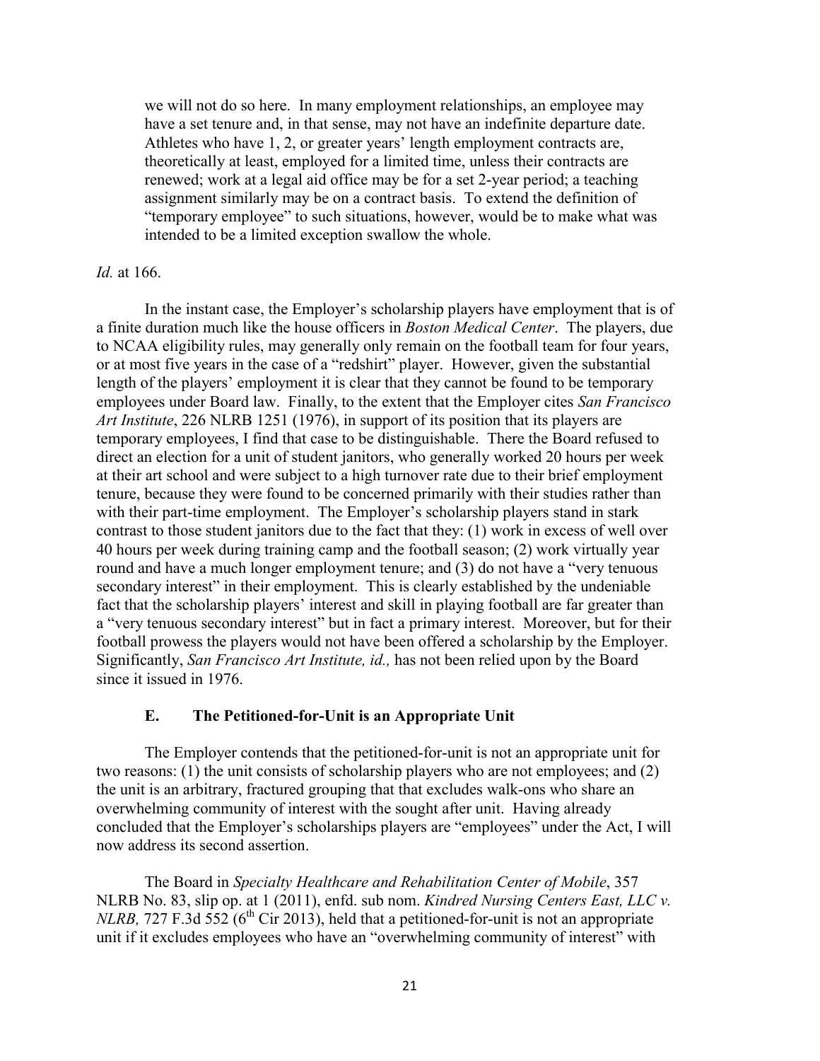> we will not do so here. In many employment relationships, an employee may have a set tenure and, in that sense, may not have an indefinite departure date. Athletes who have 1, 2, or greater years' length employment contracts are, theoretically at least, employed for a limited time, unless their contracts are renewed; work at a legal aid office may be for a set 2-year period; a teaching assignment similarly may be on a contract basis. To extend the definition of "temporary employee" to such situations, however, would be to make what was intended to be a limited exception swallow the whole.

*Id.* at 166.

In the instant case, the Employer's scholarship players have employment that is of a finite duration much like the house officers in *Boston Medical Center*. The players, due to NCAA eligibility rules, may generally only remain on the football team for four years, or at most five years in the case of a "redshirt" player. However, given the substantial length of the players' employment it is clear that they cannot be found to be temporary employees under Board law. Finally, to the extent that the Employer cites *San Francisco Art Institute*, 226 NLRB 1251 (1976), in support of its position that its players are temporary employees, I find that case to be distinguishable. There the Board refused to direct an election for a unit of student janitors, who generally worked 20 hours per week at their art school and were subject to a high turnover rate due to their brief employment tenure, because they were found to be concerned primarily with their studies rather than with their part-time employment. The Employer's scholarship players stand in stark contrast to those student janitors due to the fact that they: (1) work in excess of well over 40 hours per week during training camp and the football season; (2) work virtually year round and have a much longer employment tenure; and (3) do not have a "very tenuous secondary interest" in their employment. This is clearly established by the undeniable fact that the scholarship players' interest and skill in playing football are far greater than a "very tenuous secondary interest" but in fact a primary interest. Moreover, but for their football prowess the players would not have been offered a scholarship by the Employer. Significantly, *San Francisco Art Institute, id.,* has not been relied upon by the Board since it issued in 1976.

### E. The Petitioned-for-Unit is an Appropriate Unit

The Employer contends that the petitioned-for-unit is not an appropriate unit for two reasons: (1) the unit consists of scholarship players who are not employees; and (2) the unit is an arbitrary, fractured grouping that that excludes walk-ons who share an overwhelming community of interest with the sought after unit. Having already concluded that the Employer's scholarships players are "employees" under the Act, I will now address its second assertion.

The Board in *Specialty Healthcare and Rehabilitation Center of Mobile*, 357 NLRB No. 83, slip op. at 1 (2011), enfd. sub nom. *Kindred Nursing Centers East, LLC v. NLRB,* 727 F.3d 552 (6th Cir 2013), held that a petitioned-for-unit is not an appropriate unit if it excludes employees who have an "overwhelming community of interest" with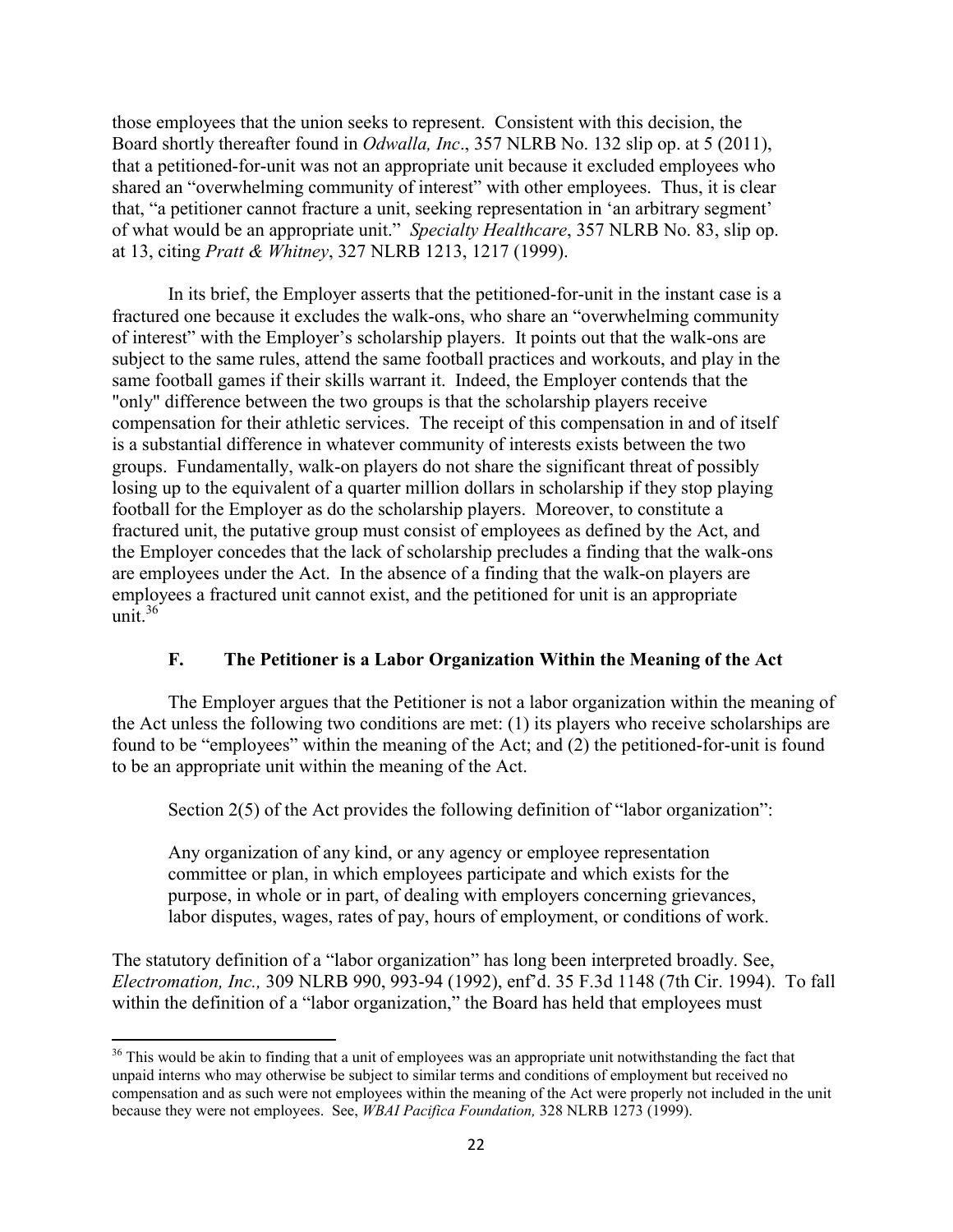those employees that the union seeks to represent. Consistent with this decision, the Board shortly thereafter found in *Odwalla, Inc*., 357 NLRB No. 132 slip op. at 5 (2011), that a petitioned-for-unit was not an appropriate unit because it excluded employees who shared an "overwhelming community of interest" with other employees. Thus, it is clear that, "a petitioner cannot fracture a unit, seeking representation in 'an arbitrary segment' of what would be an appropriate unit." *Specialty Healthcare*, 357 NLRB No. 83, slip op. at 13, citing *Pratt & Whitney*, 327 NLRB 1213, 1217 (1999).

In its brief, the Employer asserts that the petitioned-for-unit in the instant case is a fractured one because it excludes the walk-ons, who share an "overwhelming community of interest" with the Employer's scholarship players. It points out that the walk-ons are subject to the same rules, attend the same football practices and workouts, and play in the same football games if their skills warrant it. Indeed, the Employer contends that the "only" difference between the two groups is that the scholarship players receive compensation for their athletic services. The receipt of this compensation in and of itself is a substantial difference in whatever community of interests exists between the two groups. Fundamentally, walk-on players do not share the significant threat of possibly losing up to the equivalent of a quarter million dollars in scholarship if they stop playing football for the Employer as do the scholarship players. Moreover, to constitute a fractured unit, the putative group must consist of employees as defined by the Act, and the Employer concedes that the lack of scholarship precludes a finding that the walk-ons are employees under the Act. In the absence of a finding that the walk-on players are employees a fractured unit cannot exist, and the petitioned for unit is an appropriate unit.[36]

### F. The Petitioner is a Labor Organization Within the Meaning of the Act

The Employer argues that the Petitioner is not a labor organization within the meaning of the Act unless the following two conditions are met: (1) its players who receive scholarships are found to be "employees" within the meaning of the Act; and (2) the petitioned-for-unit is found to be an appropriate unit within the meaning of the Act.

Section 2(5) of the Act provides the following definition of "labor organization":

> Any organization of any kind, or any agency or employee representation committee or plan, in which employees participate and which exists for the purpose, in whole or in part, of dealing with employers concerning grievances, labor disputes, wages, rates of pay, hours of employment, or conditions of work.

The statutory definition of a "labor organization" has long been interpreted broadly. See, *Electromation, Inc.,* 309 NLRB 990, 993-94 (1992), enf'd. 35 F.3d 1148 (7th Cir. 1994). To fall within the definition of a "labor organization," the Board has held that employees must

[36] This would be akin to finding that a unit of employees was an appropriate unit notwithstanding the fact that unpaid interns who may otherwise be subject to similar terms and conditions of employment but received no compensation and as such were not employees within the meaning of the Act were properly not included in the unit because they were not employees. See, *WBAI Pacifica Foundation,* 328 NLRB 1273 (1999).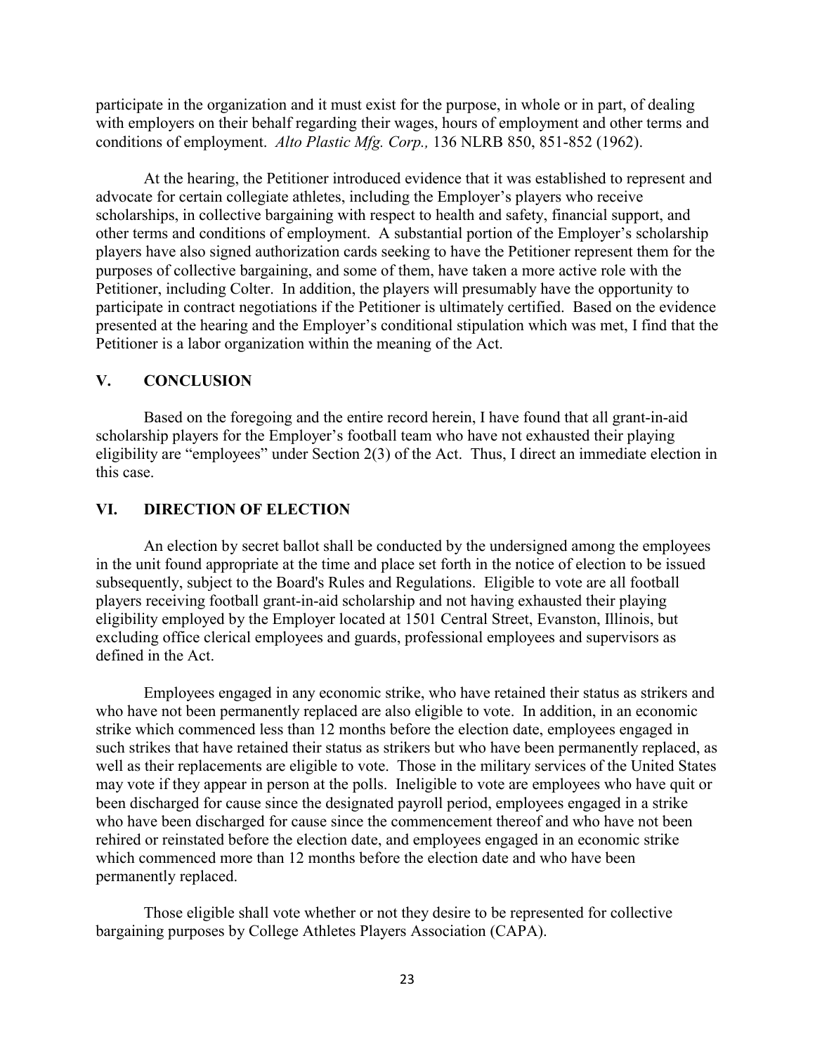participate in the organization and it must exist for the purpose, in whole or in part, of dealing with employers on their behalf regarding their wages, hours of employment and other terms and conditions of employment. *Alto Plastic Mfg. Corp.,* 136 NLRB 850, 851-852 (1962).

At the hearing, the Petitioner introduced evidence that it was established to represent and advocate for certain collegiate athletes, including the Employer's players who receive scholarships, in collective bargaining with respect to health and safety, financial support, and other terms and conditions of employment. A substantial portion of the Employer's scholarship players have also signed authorization cards seeking to have the Petitioner represent them for the purposes of collective bargaining, and some of them, have taken a more active role with the Petitioner, including Colter. In addition, the players will presumably have the opportunity to participate in contract negotiations if the Petitioner is ultimately certified. Based on the evidence presented at the hearing and the Employer's conditional stipulation which was met, I find that the Petitioner is a labor organization within the meaning of the Act.

## V. CONCLUSION

Based on the foregoing and the entire record herein, I have found that all grant-in-aid scholarship players for the Employer's football team who have not exhausted their playing eligibility are "employees" under Section 2(3) of the Act. Thus, I direct an immediate election in this case.

## VI. DIRECTION OF ELECTION

An election by secret ballot shall be conducted by the undersigned among the employees in the unit found appropriate at the time and place set forth in the notice of election to be issued subsequently, subject to the Board's Rules and Regulations. Eligible to vote are all football players receiving football grant-in-aid scholarship and not having exhausted their playing eligibility employed by the Employer located at 1501 Central Street, Evanston, Illinois, but excluding office clerical employees and guards, professional employees and supervisors as defined in the Act.

Employees engaged in any economic strike, who have retained their status as strikers and who have not been permanently replaced are also eligible to vote. In addition, in an economic strike which commenced less than 12 months before the election date, employees engaged in such strikes that have retained their status as strikers but who have been permanently replaced, as well as their replacements are eligible to vote. Those in the military services of the United States may vote if they appear in person at the polls. Ineligible to vote are employees who have quit or been discharged for cause since the designated payroll period, employees engaged in a strike who have been discharged for cause since the commencement thereof and who have not been rehired or reinstated before the election date, and employees engaged in an economic strike which commenced more than 12 months before the election date and who have been permanently replaced.

Those eligible shall vote whether or not they desire to be represented for collective bargaining purposes by College Athletes Players Association (CAPA).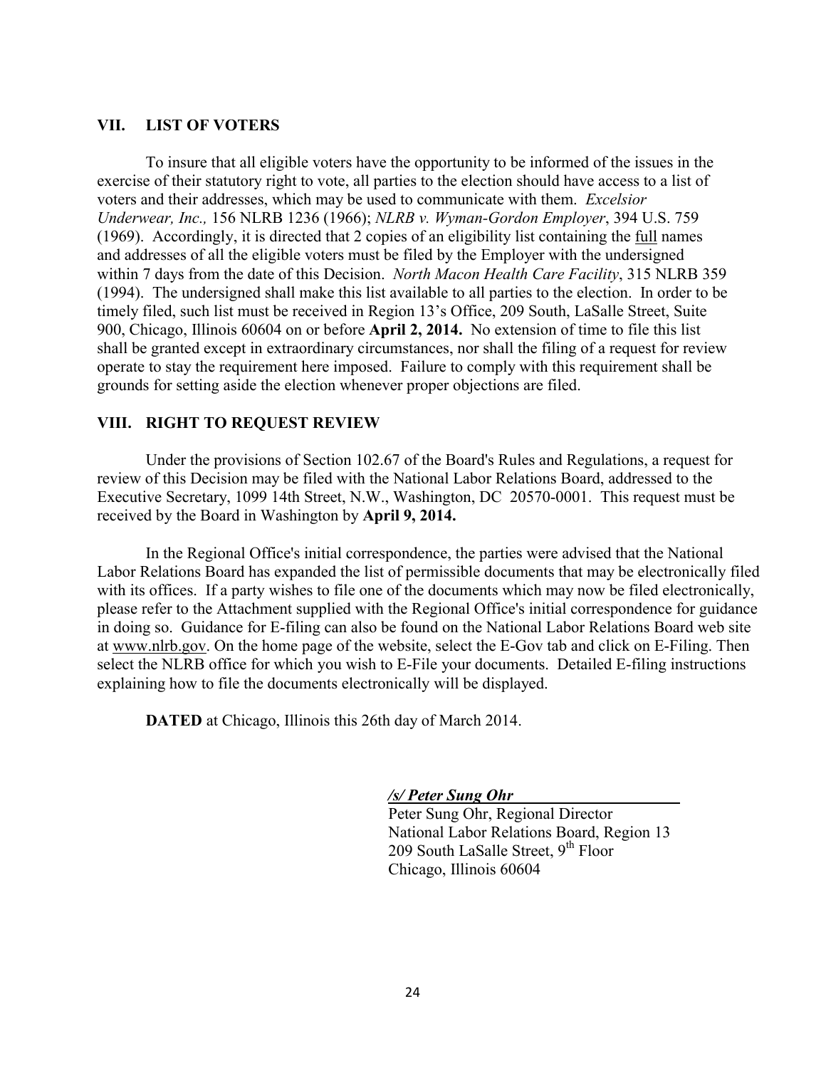## VII. LIST OF VOTERS

To insure that all eligible voters have the opportunity to be informed of the issues in the exercise of their statutory right to vote, all parties to the election should have access to a list of voters and their addresses, which may be used to communicate with them. *Excelsior Underwear, Inc.,* 156 NLRB 1236 (1966); *NLRB v. Wyman-Gordon Employer*, 394 U.S. 759 (1969). Accordingly, it is directed that 2 copies of an eligibility list containing the full names and addresses of all the eligible voters must be filed by the Employer with the undersigned within 7 days from the date of this Decision. *North Macon Health Care Facility*, 315 NLRB 359 (1994). The undersigned shall make this list available to all parties to the election. In order to be timely filed, such list must be received in Region 13's Office, 209 South, LaSalle Street, Suite 900, Chicago, Illinois 60604 on or before **April 2, 2014.** No extension of time to file this list shall be granted except in extraordinary circumstances, nor shall the filing of a request for review operate to stay the requirement here imposed. Failure to comply with this requirement shall be grounds for setting aside the election whenever proper objections are filed.

## VIII. RIGHT TO REQUEST REVIEW

Under the provisions of Section 102.67 of the Board's Rules and Regulations, a request for review of this Decision may be filed with the National Labor Relations Board, addressed to the Executive Secretary, 1099 14th Street, N.W., Washington, DC 20570-0001. This request must be received by the Board in Washington by **April 9, 2014.**

In the Regional Office's initial correspondence, the parties were advised that the National Labor Relations Board has expanded the list of permissible documents that may be electronically filed with its offices. If a party wishes to file one of the documents which may now be filed electronically, please refer to the Attachment supplied with the Regional Office's initial correspondence for guidance in doing so. Guidance for E-filing can also be found on the National Labor Relations Board web site at www.nlrb.gov. On the home page of the website, select the E-Gov tab and click on E-Filing. Then select the NLRB office for which you wish to E-File your documents. Detailed E-filing instructions explaining how to file the documents electronically will be displayed.

**DATED** at Chicago, Illinois this 26th day of March 2014.

***/s/ Peter Sung Ohr***
Peter Sung Ohr, Regional Director
National Labor Relations Board, Region 13
209 South LaSalle Street, 9th Floor
Chicago, Illinois 60604